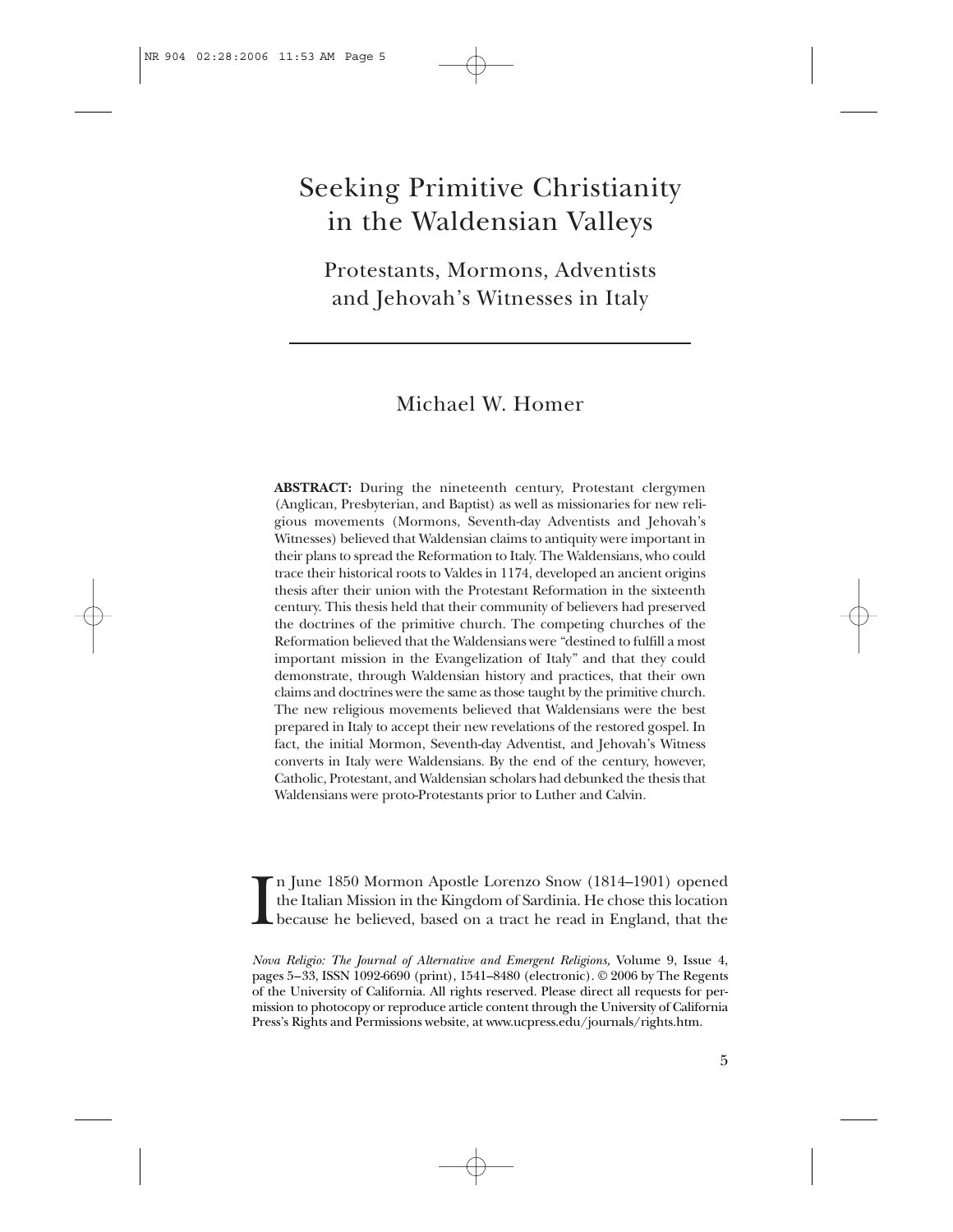# Seeking Primitive Christianity in the Waldensian Valleys

## Protestants, Mormons, Adventists and Jehovah's Witnesses in Italy

### Michael W. Homer

**ABSTRACT:** During the nineteenth century, Protestant clergymen (Anglican, Presbyterian, and Baptist) as well as missionaries for new religious movements (Mormons, Seventh-day Adventists and Jehovah's Witnesses) believed that Waldensian claims to antiquity were important in their plans to spread the Reformation to Italy. The Waldensians, who could trace their historical roots to Valdes in 1174, developed an ancient origins thesis after their union with the Protestant Reformation in the sixteenth century. This thesis held that their community of believers had preserved the doctrines of the primitive church. The competing churches of the Reformation believed that the Waldensians were "destined to fulfill a most important mission in the Evangelization of Italy" and that they could demonstrate, through Waldensian history and practices, that their own claims and doctrines were the same as those taught by the primitive church. The new religious movements believed that Waldensians were the best prepared in Italy to accept their new revelations of the restored gospel. In fact, the initial Mormon, Seventh-day Adventist, and Jehovah's Witness converts in Italy were Waldensians. By the end of the century, however, Catholic, Protestant, and Waldensian scholars had debunked the thesis that Waldensians were proto-Protestants prior to Luther and Calvin.

In June 1850 Mormon Apostle Lorenzo Snow (1814–1901) opened the Italian Mission in the Kingdom of Sardinia. He chose this location because he believed, based on a tract he read in England, that the

*Nova Religio: The Journal of Alternative and Emergent Religions*, Volume 9, Issue 4, pages 5–33, ISSN 1092-6690 (print), 1541–8480 (electronic). © 2006 by The Regents of the University of California. All rights reserved. Please direct all requests for permission to photocopy or reproduce article content through the University of California Press's Rights and Permissions website, at www.ucpress.edu/journals/rights.htm.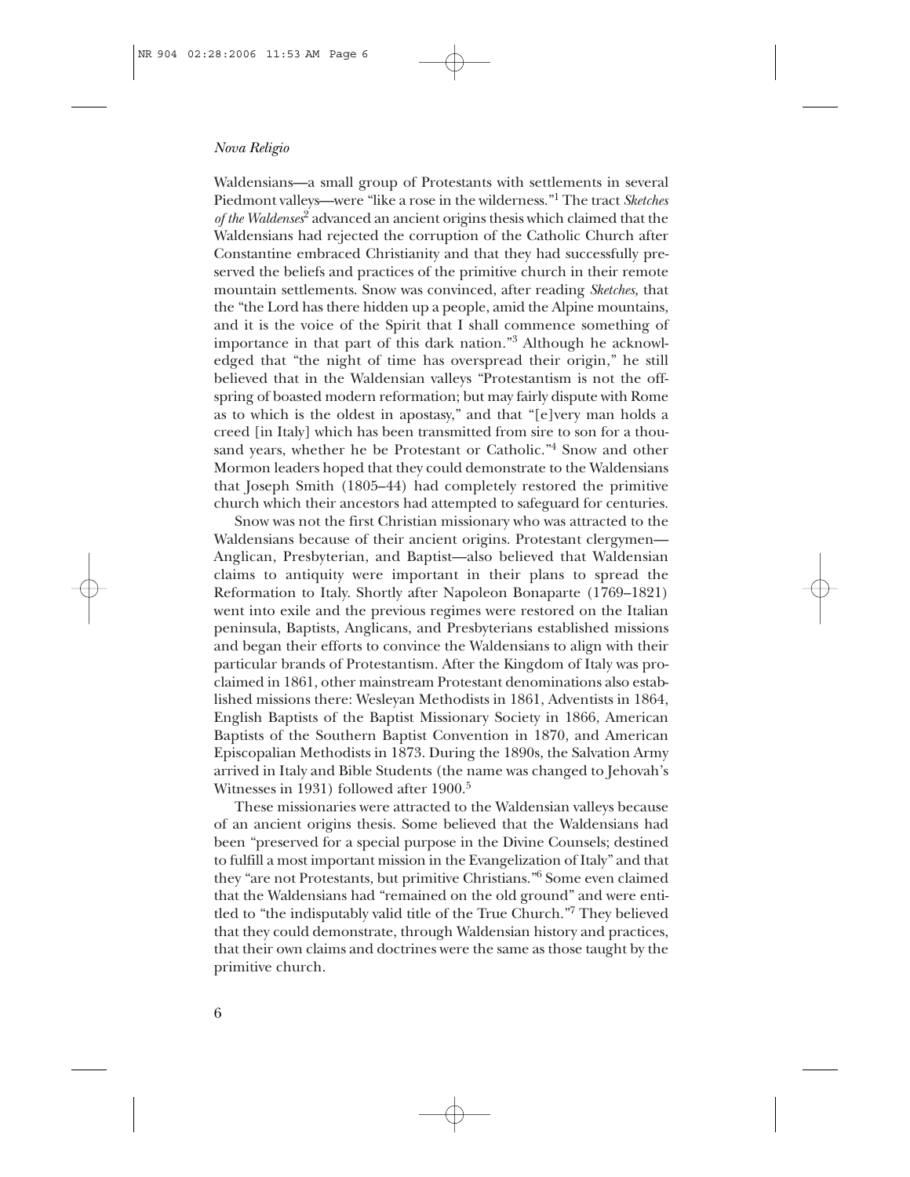Waldensians—a small group of Protestants with settlements in several Piedmont valleys—were "like a rose in the wilderness."[1] The tract *Sketches of the Waldenses*[2] advanced an ancient origins thesis which claimed that the Waldensians had rejected the corruption of the Catholic Church after Constantine embraced Christianity and that they had successfully preserved the beliefs and practices of the primitive church in their remote mountain settlements. Snow was convinced, after reading *Sketches,* that the "the Lord has there hidden up a people, amid the Alpine mountains, and it is the voice of the Spirit that I shall commence something of importance in that part of this dark nation."[3] Although he acknowledged that "the night of time has overspread their origin," he still believed that in the Waldensian valleys "Protestantism is not the offspring of boasted modern reformation; but may fairly dispute with Rome as to which is the oldest in apostasy," and that "[e]very man holds a creed [in Italy] which has been transmitted from sire to son for a thousand years, whether he be Protestant or Catholic."[4] Snow and other Mormon leaders hoped that they could demonstrate to the Waldensians that Joseph Smith (1805–44) had completely restored the primitive church which their ancestors had attempted to safeguard for centuries.

Snow was not the first Christian missionary who was attracted to the Waldensians because of their ancient origins. Protestant clergymen—Anglican, Presbyterian, and Baptist—also believed that Waldensian claims to antiquity were important in their plans to spread the Reformation to Italy. Shortly after Napoleon Bonaparte (1769–1821) went into exile and the previous regimes were restored on the Italian peninsula, Baptists, Anglicans, and Presbyterians established missions and began their efforts to convince the Waldensians to align with their particular brands of Protestantism. After the Kingdom of Italy was proclaimed in 1861, other mainstream Protestant denominations also established missions there: Wesleyan Methodists in 1861, Adventists in 1864, English Baptists of the Baptist Missionary Society in 1866, American Baptists of the Southern Baptist Convention in 1870, and American Episcopalian Methodists in 1873. During the 1890s, the Salvation Army arrived in Italy and Bible Students (the name was changed to Jehovah's Witnesses in 1931) followed after 1900.[5]

These missionaries were attracted to the Waldensian valleys because of an ancient origins thesis. Some believed that the Waldensians had been "preserved for a special purpose in the Divine Counsels; destined to fulfill a most important mission in the Evangelization of Italy" and that they "are not Protestants, but primitive Christians."[6] Some even claimed that the Waldensians had "remained on the old ground" and were entitled to "the indisputably valid title of the True Church."[7] They believed that they could demonstrate, through Waldensian history and practices, that their own claims and doctrines were the same as those taught by the primitive church.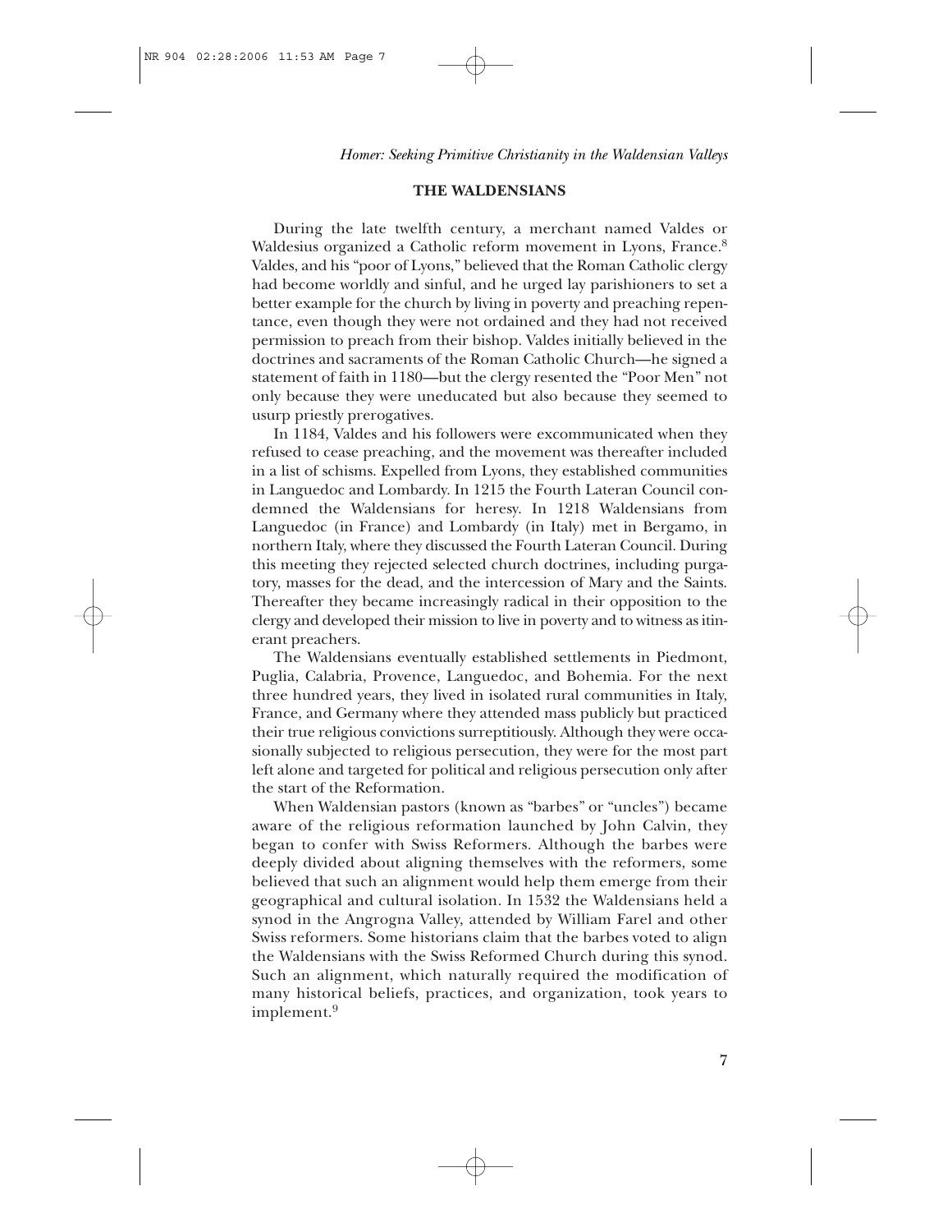## THE WALDENSIANS

During the late twelfth century, a merchant named Valdes or Waldesius organized a Catholic reform movement in Lyons, France.[8] Valdes, and his "poor of Lyons," believed that the Roman Catholic clergy had become worldly and sinful, and he urged lay parishioners to set a better example for the church by living in poverty and preaching repentance, even though they were not ordained and they had not received permission to preach from their bishop. Valdes initially believed in the doctrines and sacraments of the Roman Catholic Church—he signed a statement of faith in 1180—but the clergy resented the "Poor Men" not only because they were uneducated but also because they seemed to usurp priestly prerogatives.

In 1184, Valdes and his followers were excommunicated when they refused to cease preaching, and the movement was thereafter included in a list of schisms. Expelled from Lyons, they established communities in Languedoc and Lombardy. In 1215 the Fourth Lateran Council condemned the Waldensians for heresy. In 1218 Waldensians from Languedoc (in France) and Lombardy (in Italy) met in Bergamo, in northern Italy, where they discussed the Fourth Lateran Council. During this meeting they rejected selected church doctrines, including purgatory, masses for the dead, and the intercession of Mary and the Saints. Thereafter they became increasingly radical in their opposition to the clergy and developed their mission to live in poverty and to witness as itinerant preachers.

The Waldensians eventually established settlements in Piedmont, Puglia, Calabria, Provence, Languedoc, and Bohemia. For the next three hundred years, they lived in isolated rural communities in Italy, France, and Germany where they attended mass publicly but practiced their true religious convictions surreptitiously. Although they were occasionally subjected to religious persecution, they were for the most part left alone and targeted for political and religious persecution only after the start of the Reformation.

When Waldensian pastors (known as "barbes" or "uncles") became aware of the religious reformation launched by John Calvin, they began to confer with Swiss Reformers. Although the barbes were deeply divided about aligning themselves with the reformers, some believed that such an alignment would help them emerge from their geographical and cultural isolation. In 1532 the Waldensians held a synod in the Angrogna Valley, attended by William Farel and other Swiss reformers. Some historians claim that the barbes voted to align the Waldensians with the Swiss Reformed Church during this synod. Such an alignment, which naturally required the modification of many historical beliefs, practices, and organization, took years to implement.[9]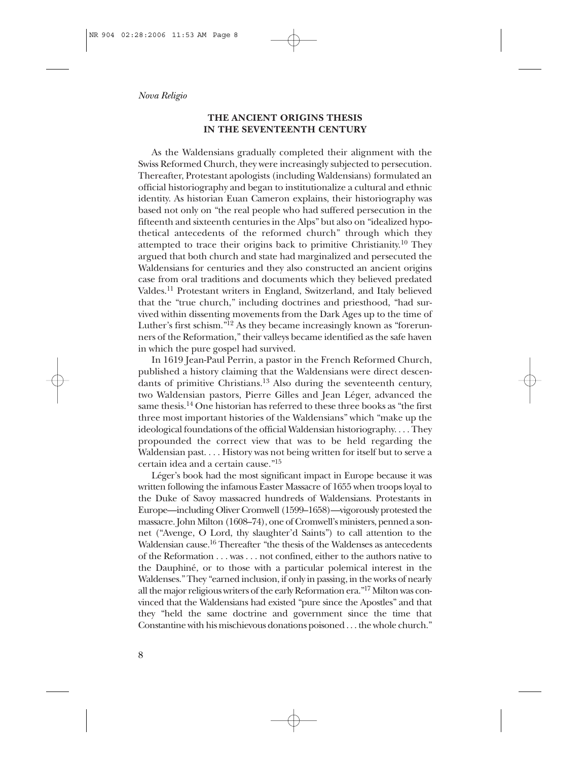## THE ANCIENT ORIGINS THESIS IN THE SEVENTEENTH CENTURY

As the Waldensians gradually completed their alignment with the Swiss Reformed Church, they were increasingly subjected to persecution. Thereafter, Protestant apologists (including Waldensians) formulated an official historiography and began to institutionalize a cultural and ethnic identity. As historian Euan Cameron explains, their historiography was based not only on "the real people who had suffered persecution in the fifteenth and sixteenth centuries in the Alps" but also on "idealized hypothetical antecedents of the reformed church" through which they attempted to trace their origins back to primitive Christianity.[10] They argued that both church and state had marginalized and persecuted the Waldensians for centuries and they also constructed an ancient origins case from oral traditions and documents which they believed predated Valdes.[11] Protestant writers in England, Switzerland, and Italy believed that the "true church," including doctrines and priesthood, "had survived within dissenting movements from the Dark Ages up to the time of Luther's first schism."[12] As they became increasingly known as "forerunners of the Reformation," their valleys became identified as the safe haven in which the pure gospel had survived.

In 1619 Jean-Paul Perrin, a pastor in the French Reformed Church, published a history claiming that the Waldensians were direct descendants of primitive Christians.[13] Also during the seventeenth century, two Waldensian pastors, Pierre Gilles and Jean Léger, advanced the same thesis.[14] One historian has referred to these three books as "the first three most important histories of the Waldensians" which "make up the ideological foundations of the official Waldensian historiography. . . . They propounded the correct view that was to be held regarding the Waldensian past. . . . History was not being written for itself but to serve a certain idea and a certain cause."[15]

Léger's book had the most significant impact in Europe because it was written following the infamous Easter Massacre of 1655 when troops loyal to the Duke of Savoy massacred hundreds of Waldensians. Protestants in Europe—including Oliver Cromwell (1599–1658)—vigorously protested the massacre. John Milton (1608–74), one of Cromwell's ministers, penned a sonnet ("Avenge, O Lord, thy slaughter'd Saints") to call attention to the Waldensian cause.[16] Thereafter "the thesis of the Waldenses as antecedents of the Reformation . . . was . . . not confined, either to the authors native to the Dauphiné, or to those with a particular polemical interest in the Waldenses." They "earned inclusion, if only in passing, in the works of nearly all the major religious writers of the early Reformation era."[17] Milton was convinced that the Waldensians had existed "pure since the Apostles" and that they "held the same doctrine and government since the time that Constantine with his mischievous donations poisoned . . . the whole church."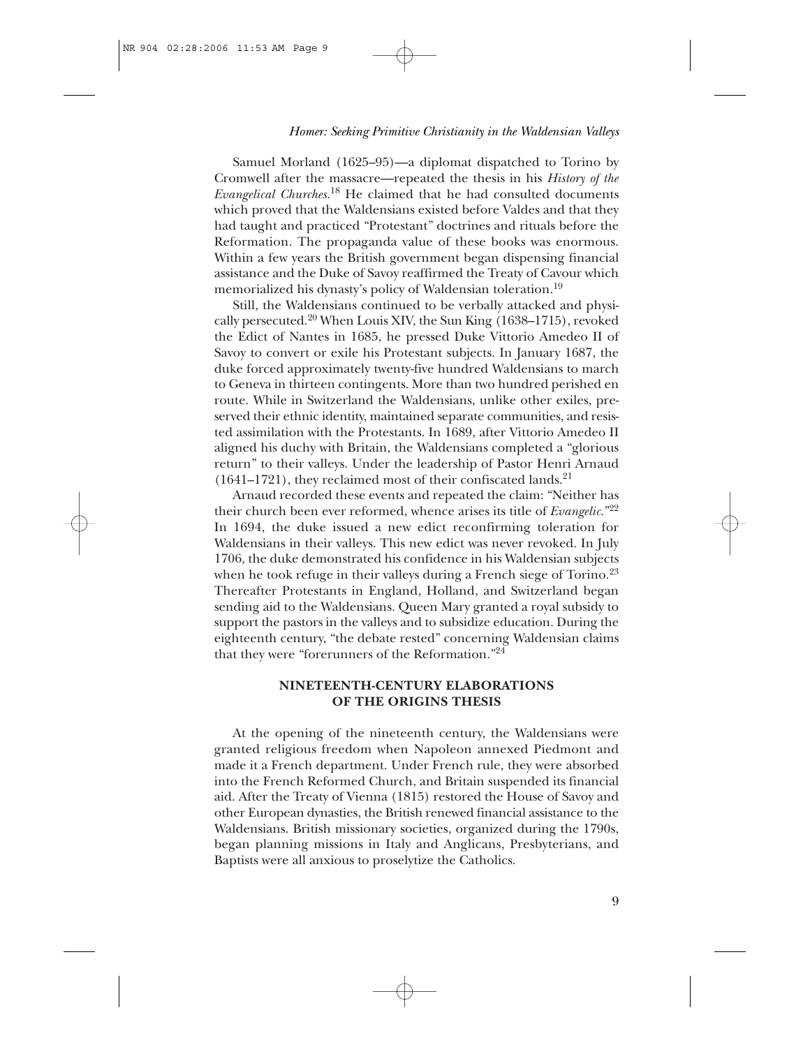Samuel Morland (1625–95)—a diplomat dispatched to Torino by Cromwell after the massacre—repeated the thesis in his *History of the Evangelical Churches.*[18] He claimed that he had consulted documents which proved that the Waldensians existed before Valdes and that they had taught and practiced "Protestant" doctrines and rituals before the Reformation. The propaganda value of these books was enormous. Within a few years the British government began dispensing financial assistance and the Duke of Savoy reaffirmed the Treaty of Cavour which memorialized his dynasty's policy of Waldensian toleration.[19]

Still, the Waldensians continued to be verbally attacked and physically persecuted.[20] When Louis XIV, the Sun King (1638–1715), revoked the Edict of Nantes in 1685, he pressed Duke Vittorio Amedeo II of Savoy to convert or exile his Protestant subjects. In January 1687, the duke forced approximately twenty-five hundred Waldensians to march to Geneva in thirteen contingents. More than two hundred perished en route. While in Switzerland the Waldensians, unlike other exiles, preserved their ethnic identity, maintained separate communities, and resisted assimilation with the Protestants. In 1689, after Vittorio Amedeo II aligned his duchy with Britain, the Waldensians completed a "glorious return" to their valleys. Under the leadership of Pastor Henri Arnaud (1641–1721), they reclaimed most of their confiscated lands.[21]

Arnaud recorded these events and repeated the claim: "Neither has their church been ever reformed, whence arises its title of *Evangelic.*"[22] In 1694, the duke issued a new edict reconfirming toleration for Waldensians in their valleys. This new edict was never revoked. In July 1706, the duke demonstrated his confidence in his Waldensian subjects when he took refuge in their valleys during a French siege of Torino.[23] Thereafter Protestants in England, Holland, and Switzerland began sending aid to the Waldensians. Queen Mary granted a royal subsidy to support the pastors in the valleys and to subsidize education. During the eighteenth century, "the debate rested" concerning Waldensian claims that they were "forerunners of the Reformation."[24]

## NINETEENTH-CENTURY ELABORATIONS OF THE ORIGINS THESIS

At the opening of the nineteenth century, the Waldensians were granted religious freedom when Napoleon annexed Piedmont and made it a French department. Under French rule, they were absorbed into the French Reformed Church, and Britain suspended its financial aid. After the Treaty of Vienna (1815) restored the House of Savoy and other European dynasties, the British renewed financial assistance to the Waldensians. British missionary societies, organized during the 1790s, began planning missions in Italy and Anglicans, Presbyterians, and Baptists were all anxious to proselytize the Catholics.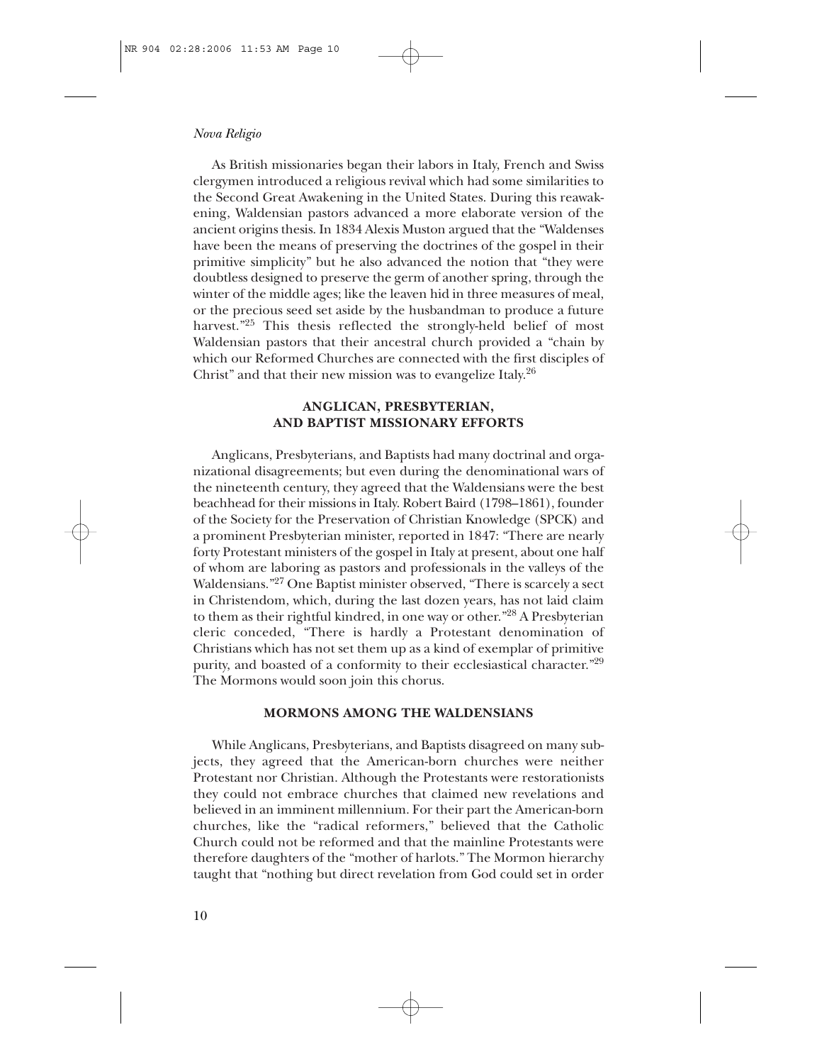As British missionaries began their labors in Italy, French and Swiss clergymen introduced a religious revival which had some similarities to the Second Great Awakening in the United States. During this reawakening, Waldensian pastors advanced a more elaborate version of the ancient origins thesis. In 1834 Alexis Muston argued that the "Waldenses have been the means of preserving the doctrines of the gospel in their primitive simplicity" but he also advanced the notion that "they were doubtless designed to preserve the germ of another spring, through the winter of the middle ages; like the leaven hid in three measures of meal, or the precious seed set aside by the husbandman to produce a future harvest."[25] This thesis reflected the strongly-held belief of most Waldensian pastors that their ancestral church provided a "chain by which our Reformed Churches are connected with the first disciples of Christ" and that their new mission was to evangelize Italy.[26]

## ANGLICAN, PRESBYTERIAN, AND BAPTIST MISSIONARY EFFORTS

Anglicans, Presbyterians, and Baptists had many doctrinal and organizational disagreements; but even during the denominational wars of the nineteenth century, they agreed that the Waldensians were the best beachhead for their missions in Italy. Robert Baird (1798–1861), founder of the Society for the Preservation of Christian Knowledge (SPCK) and a prominent Presbyterian minister, reported in 1847: "There are nearly forty Protestant ministers of the gospel in Italy at present, about one half of whom are laboring as pastors and professionals in the valleys of the Waldensians."[27] One Baptist minister observed, "There is scarcely a sect in Christendom, which, during the last dozen years, has not laid claim to them as their rightful kindred, in one way or other."[28] A Presbyterian cleric conceded, "There is hardly a Protestant denomination of Christians which has not set them up as a kind of exemplar of primitive purity, and boasted of a conformity to their ecclesiastical character."[29] The Mormons would soon join this chorus.

## MORMONS AMONG THE WALDENSIANS

While Anglicans, Presbyterians, and Baptists disagreed on many subjects, they agreed that the American-born churches were neither Protestant nor Christian. Although the Protestants were restorationists they could not embrace churches that claimed new revelations and believed in an imminent millennium. For their part the American-born churches, like the "radical reformers," believed that the Catholic Church could not be reformed and that the mainline Protestants were therefore daughters of the "mother of harlots." The Mormon hierarchy taught that "nothing but direct revelation from God could set in order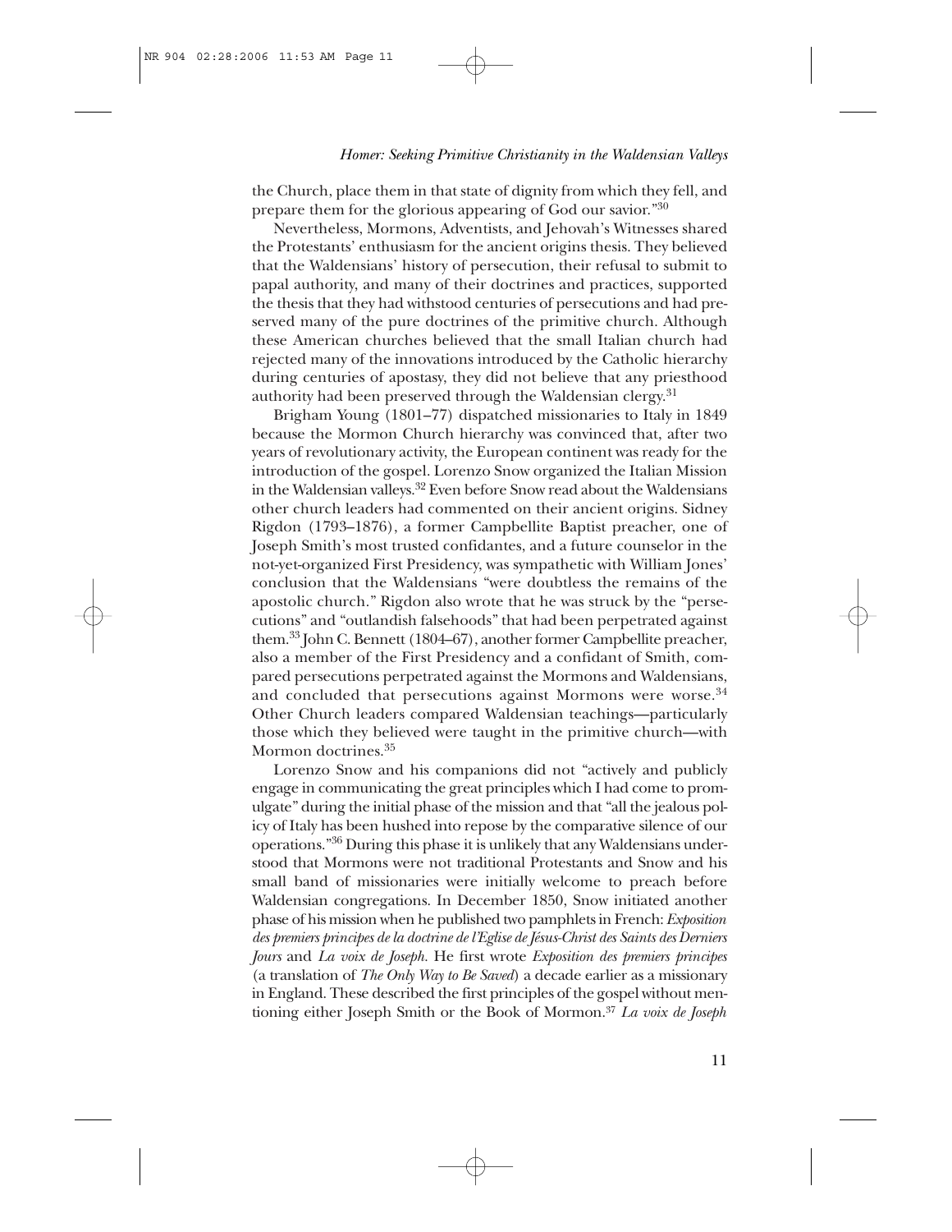the Church, place them in that state of dignity from which they fell, and prepare them for the glorious appearing of God our savior."[30]

Nevertheless, Mormons, Adventists, and Jehovah's Witnesses shared the Protestants' enthusiasm for the ancient origins thesis. They believed that the Waldensians' history of persecution, their refusal to submit to papal authority, and many of their doctrines and practices, supported the thesis that they had withstood centuries of persecutions and had preserved many of the pure doctrines of the primitive church. Although these American churches believed that the small Italian church had rejected many of the innovations introduced by the Catholic hierarchy during centuries of apostasy, they did not believe that any priesthood authority had been preserved through the Waldensian clergy.[31]

Brigham Young (1801–77) dispatched missionaries to Italy in 1849 because the Mormon Church hierarchy was convinced that, after two years of revolutionary activity, the European continent was ready for the introduction of the gospel. Lorenzo Snow organized the Italian Mission in the Waldensian valleys.[32] Even before Snow read about the Waldensians other church leaders had commented on their ancient origins. Sidney Rigdon (1793–1876), a former Campbellite Baptist preacher, one of Joseph Smith's most trusted confidantes, and a future counselor in the not-yet-organized First Presidency, was sympathetic with William Jones' conclusion that the Waldensians "were doubtless the remains of the apostolic church." Rigdon also wrote that he was struck by the "persecutions" and "outlandish falsehoods" that had been perpetrated against them.[33] John C. Bennett (1804–67), another former Campbellite preacher, also a member of the First Presidency and a confidant of Smith, compared persecutions perpetrated against the Mormons and Waldensians, and concluded that persecutions against Mormons were worse.[34] Other Church leaders compared Waldensian teachings—particularly those which they believed were taught in the primitive church—with Mormon doctrines.[35]

Lorenzo Snow and his companions did not "actively and publicly engage in communicating the great principles which I had come to promulgate" during the initial phase of the mission and that "all the jealous policy of Italy has been hushed into repose by the comparative silence of our operations."[36] During this phase it is unlikely that any Waldensians understood that Mormons were not traditional Protestants and Snow and his small band of missionaries were initially welcome to preach before Waldensian congregations. In December 1850, Snow initiated another phase of his mission when he published two pamphlets in French: *Exposition des premiers principes de la doctrine de l'Eglise de Jésus-Christ des Saints des Derniers Jours* and *La voix de Joseph*. He first wrote *Exposition des premiers principes* (a translation of *The Only Way to Be Saved*) a decade earlier as a missionary in England. These described the first principles of the gospel without mentioning either Joseph Smith or the Book of Mormon.[37] *La voix de Joseph*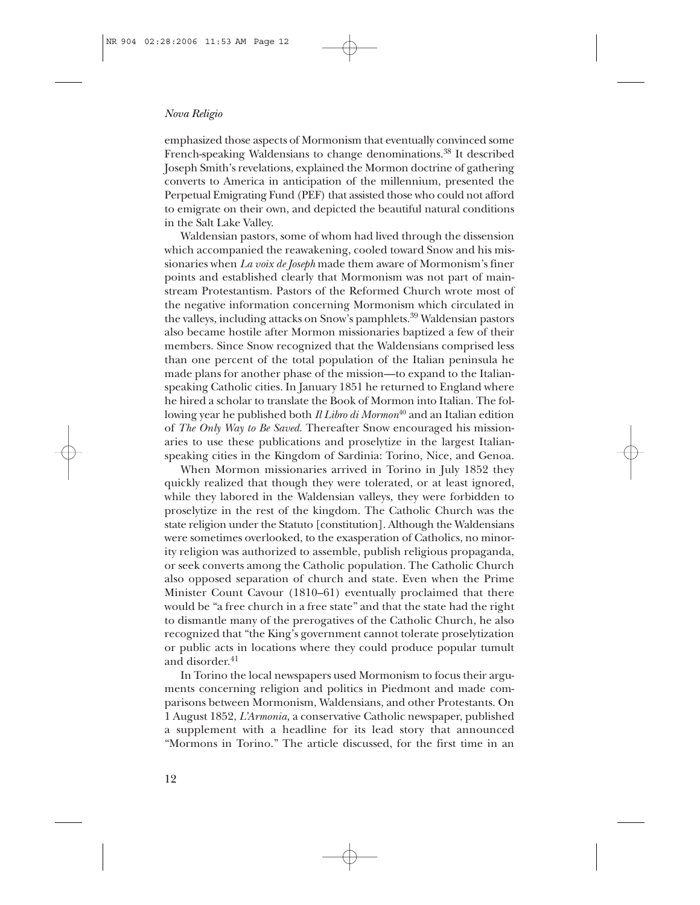emphasized those aspects of Mormonism that eventually convinced some French-speaking Waldensians to change denominations.[38] It described Joseph Smith's revelations, explained the Mormon doctrine of gathering converts to America in anticipation of the millennium, presented the Perpetual Emigrating Fund (PEF) that assisted those who could not afford to emigrate on their own, and depicted the beautiful natural conditions in the Salt Lake Valley.

Waldensian pastors, some of whom had lived through the dissension which accompanied the reawakening, cooled toward Snow and his missionaries when *La voix de Joseph* made them aware of Mormonism's finer points and established clearly that Mormonism was not part of mainstream Protestantism. Pastors of the Reformed Church wrote most of the negative information concerning Mormonism which circulated in the valleys, including attacks on Snow's pamphlets.[39] Waldensian pastors also became hostile after Mormon missionaries baptized a few of their members. Since Snow recognized that the Waldensians comprised less than one percent of the total population of the Italian peninsula he made plans for another phase of the mission—to expand to the Italian-speaking Catholic cities. In January 1851 he returned to England where he hired a scholar to translate the Book of Mormon into Italian. The following year he published both *Il Libro di Mormon*[40] and an Italian edition of *The Only Way to Be Saved*. Thereafter Snow encouraged his missionaries to use these publications and proselytize in the largest Italian-speaking cities in the Kingdom of Sardinia: Torino, Nice, and Genoa.

When Mormon missionaries arrived in Torino in July 1852 they quickly realized that though they were tolerated, or at least ignored, while they labored in the Waldensian valleys, they were forbidden to proselytize in the rest of the kingdom. The Catholic Church was the state religion under the Statuto [constitution]. Although the Waldensians were sometimes overlooked, to the exasperation of Catholics, no minority religion was authorized to assemble, publish religious propaganda, or seek converts among the Catholic population. The Catholic Church also opposed separation of church and state. Even when the Prime Minister Count Cavour (1810–61) eventually proclaimed that there would be "a free church in a free state" and that the state had the right to dismantle many of the prerogatives of the Catholic Church, he also recognized that "the King's government cannot tolerate proselytization or public acts in locations where they could produce popular tumult and disorder.[41]

In Torino the local newspapers used Mormonism to focus their arguments concerning religion and politics in Piedmont and made comparisons between Mormonism, Waldensians, and other Protestants. On 1 August 1852, *L'Armonia,* a conservative Catholic newspaper, published a supplement with a headline for its lead story that announced "Mormons in Torino." The article discussed, for the first time in an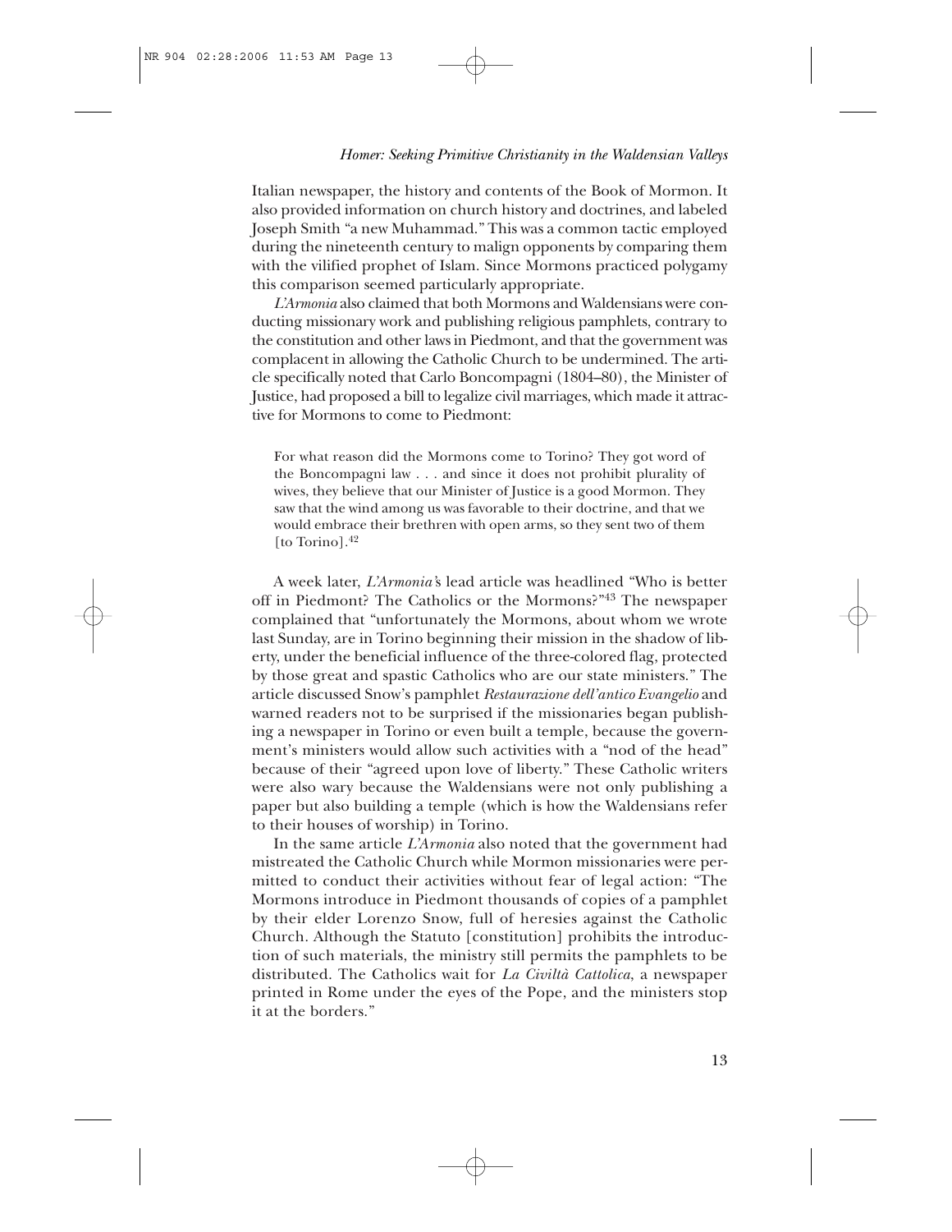Italian newspaper, the history and contents of the Book of Mormon. It also provided information on church history and doctrines, and labeled Joseph Smith "a new Muhammad." This was a common tactic employed during the nineteenth century to malign opponents by comparing them with the vilified prophet of Islam. Since Mormons practiced polygamy this comparison seemed particularly appropriate.

*L'Armonia* also claimed that both Mormons and Waldensians were conducting missionary work and publishing religious pamphlets, contrary to the constitution and other laws in Piedmont, and that the government was complacent in allowing the Catholic Church to be undermined. The article specifically noted that Carlo Boncompagni (1804–80), the Minister of Justice, had proposed a bill to legalize civil marriages, which made it attractive for Mormons to come to Piedmont:

> For what reason did the Mormons come to Torino? They got word of the Boncompagni law . . . and since it does not prohibit plurality of wives, they believe that our Minister of Justice is a good Mormon. They saw that the wind among us was favorable to their doctrine, and that we would embrace their brethren with open arms, so they sent two of them [to Torino].[42]

A week later, *L'Armonia*'s lead article was headlined "Who is better off in Piedmont? The Catholics or the Mormons?"[43] The newspaper complained that "unfortunately the Mormons, about whom we wrote last Sunday, are in Torino beginning their mission in the shadow of liberty, under the beneficial influence of the three-colored flag, protected by those great and spastic Catholics who are our state ministers." The article discussed Snow's pamphlet *Restaurazione dell'antico Evangelio* and warned readers not to be surprised if the missionaries began publishing a newspaper in Torino or even built a temple, because the government's ministers would allow such activities with a "nod of the head" because of their "agreed upon love of liberty." These Catholic writers were also wary because the Waldensians were not only publishing a paper but also building a temple (which is how the Waldensians refer to their houses of worship) in Torino.

In the same article *L'Armonia* also noted that the government had mistreated the Catholic Church while Mormon missionaries were permitted to conduct their activities without fear of legal action: "The Mormons introduce in Piedmont thousands of copies of a pamphlet by their elder Lorenzo Snow, full of heresies against the Catholic Church. Although the Statuto [constitution] prohibits the introduction of such materials, the ministry still permits the pamphlets to be distributed. The Catholics wait for *La Civiltà Cattolica*, a newspaper printed in Rome under the eyes of the Pope, and the ministers stop it at the borders."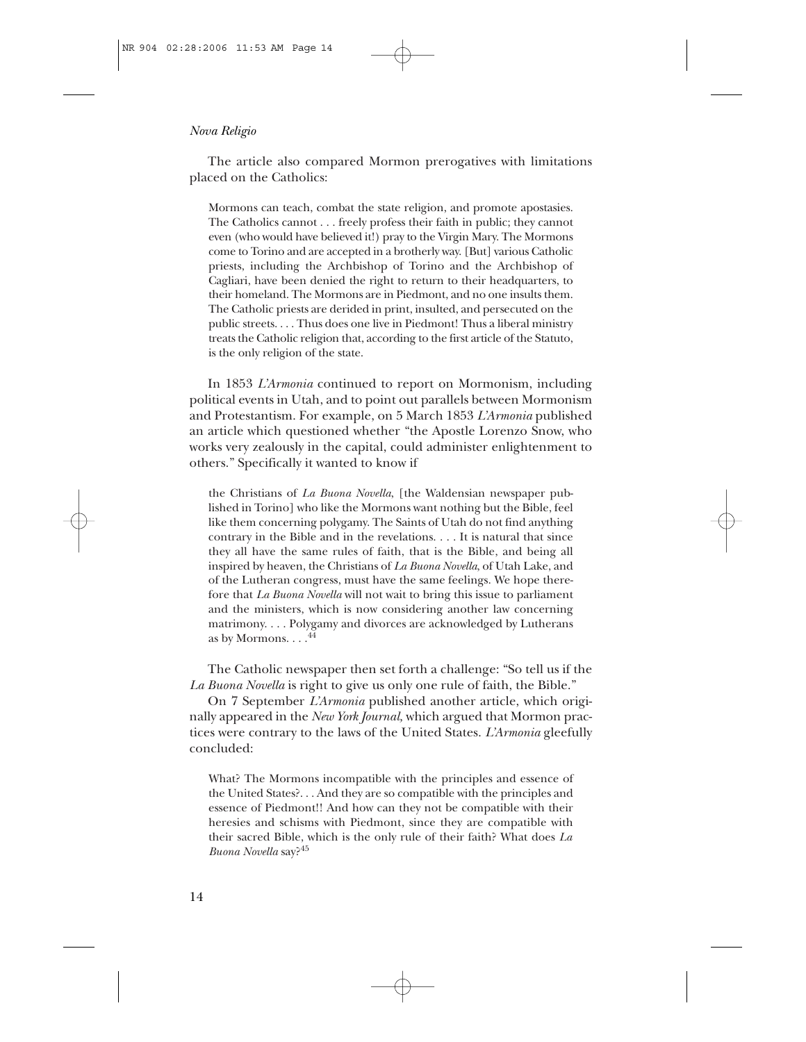The article also compared Mormon prerogatives with limitations placed on the Catholics:

> Mormons can teach, combat the state religion, and promote apostasies. The Catholics cannot . . . freely profess their faith in public; they cannot even (who would have believed it!) pray to the Virgin Mary. The Mormons come to Torino and are accepted in a brotherly way. [But] various Catholic priests, including the Archbishop of Torino and the Archbishop of Cagliari, have been denied the right to return to their headquarters, to their homeland. The Mormons are in Piedmont, and no one insults them. The Catholic priests are derided in print, insulted, and persecuted on the public streets. . . . Thus does one live in Piedmont! Thus a liberal ministry treats the Catholic religion that, according to the first article of the Statuto, is the only religion of the state.

In 1853 *L'Armonia* continued to report on Mormonism, including political events in Utah, and to point out parallels between Mormonism and Protestantism. For example, on 5 March 1853 *L'Armonia* published an article which questioned whether "the Apostle Lorenzo Snow, who works very zealously in the capital, could administer enlightenment to others." Specifically it wanted to know if

> the Christians of *La Buona Novella*, [the Waldensian newspaper published in Torino] who like the Mormons want nothing but the Bible, feel like them concerning polygamy. The Saints of Utah do not find anything contrary in the Bible and in the revelations. . . . It is natural that since they all have the same rules of faith, that is the Bible, and being all inspired by heaven, the Christians of *La Buona Novella*, of Utah Lake, and of the Lutheran congress, must have the same feelings. We hope therefore that *La Buona Novella* will not wait to bring this issue to parliament and the ministers, which is now considering another law concerning matrimony. . . . Polygamy and divorces are acknowledged by Lutherans as by Mormons. . . .[44]

The Catholic newspaper then set forth a challenge: "So tell us if the *La Buona Novella* is right to give us only one rule of faith, the Bible."

On 7 September *L'Armonia* published another article, which originally appeared in the *New York Journal*, which argued that Mormon practices were contrary to the laws of the United States. *L'Armonia* gleefully concluded:

> What? The Mormons incompatible with the principles and essence of the United States?. . . And they are so compatible with the principles and essence of Piedmont!! And how can they not be compatible with their heresies and schisms with Piedmont, since they are compatible with their sacred Bible, which is the only rule of their faith? What does *La Buona Novella* say?[45]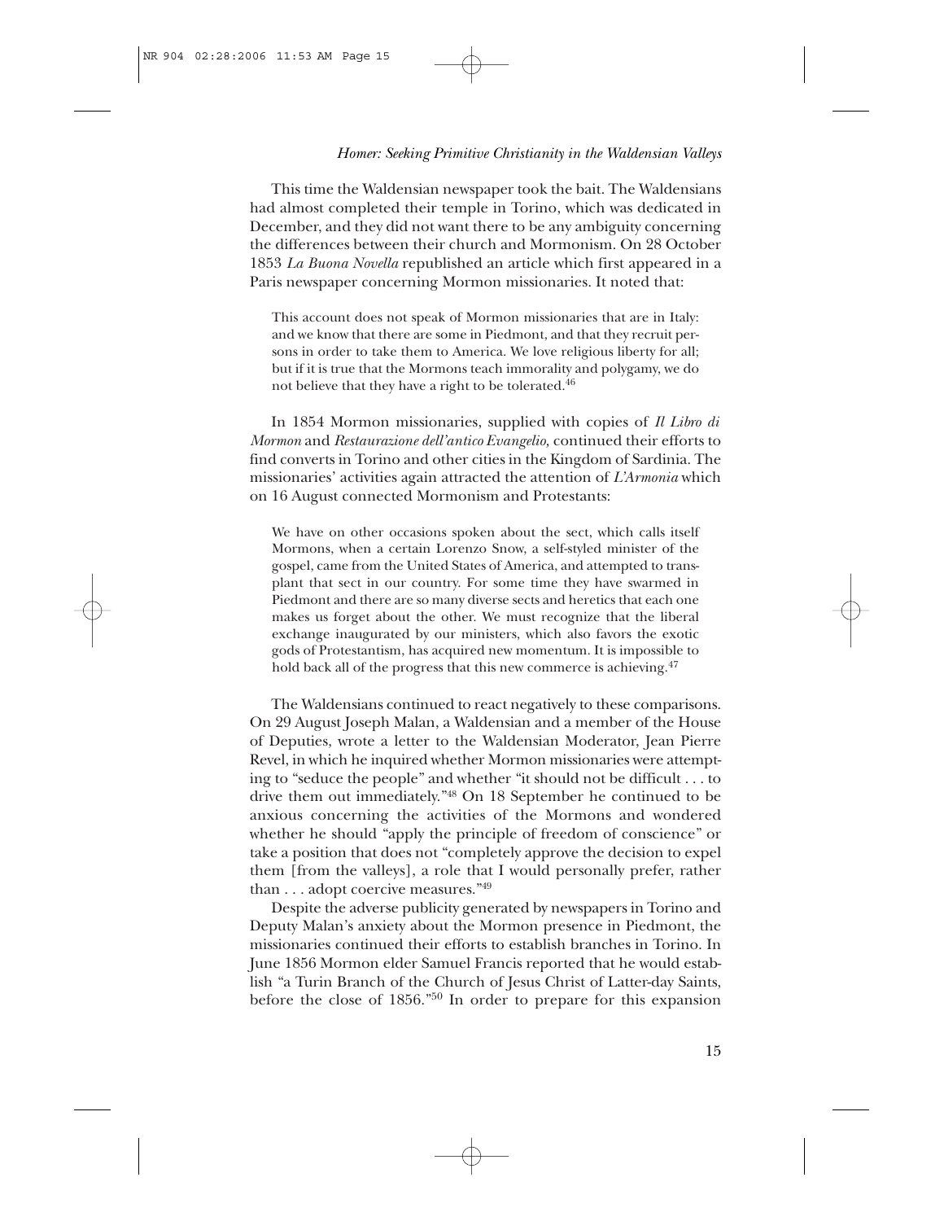This time the Waldensian newspaper took the bait. The Waldensians had almost completed their temple in Torino, which was dedicated in December, and they did not want there to be any ambiguity concerning the differences between their church and Mormonism. On 28 October 1853 *La Buona Novella* republished an article which first appeared in a Paris newspaper concerning Mormon missionaries. It noted that:

> This account does not speak of Mormon missionaries that are in Italy: and we know that there are some in Piedmont, and that they recruit persons in order to take them to America. We love religious liberty for all; but if it is true that the Mormons teach immorality and polygamy, we do not believe that they have a right to be tolerated.[46]

In 1854 Mormon missionaries, supplied with copies of *Il Libro di Mormon* and *Restaurazione dell'antico Evangelio*, continued their efforts to find converts in Torino and other cities in the Kingdom of Sardinia. The missionaries' activities again attracted the attention of *L'Armonia* which on 16 August connected Mormonism and Protestants:

> We have on other occasions spoken about the sect, which calls itself Mormons, when a certain Lorenzo Snow, a self-styled minister of the gospel, came from the United States of America, and attempted to transplant that sect in our country. For some time they have swarmed in Piedmont and there are so many diverse sects and heretics that each one makes us forget about the other. We must recognize that the liberal exchange inaugurated by our ministers, which also favors the exotic gods of Protestantism, has acquired new momentum. It is impossible to hold back all of the progress that this new commerce is achieving.[47]

The Waldensians continued to react negatively to these comparisons. On 29 August Joseph Malan, a Waldensian and a member of the House of Deputies, wrote a letter to the Waldensian Moderator, Jean Pierre Revel, in which he inquired whether Mormon missionaries were attempting to "seduce the people" and whether "it should not be difficult . . . to drive them out immediately."[48] On 18 September he continued to be anxious concerning the activities of the Mormons and wondered whether he should "apply the principle of freedom of conscience" or take a position that does not "completely approve the decision to expel them [from the valleys], a role that I would personally prefer, rather than . . . adopt coercive measures."[49]

Despite the adverse publicity generated by newspapers in Torino and Deputy Malan's anxiety about the Mormon presence in Piedmont, the missionaries continued their efforts to establish branches in Torino. In June 1856 Mormon elder Samuel Francis reported that he would establish "a Turin Branch of the Church of Jesus Christ of Latter-day Saints, before the close of 1856."[50] In order to prepare for this expansion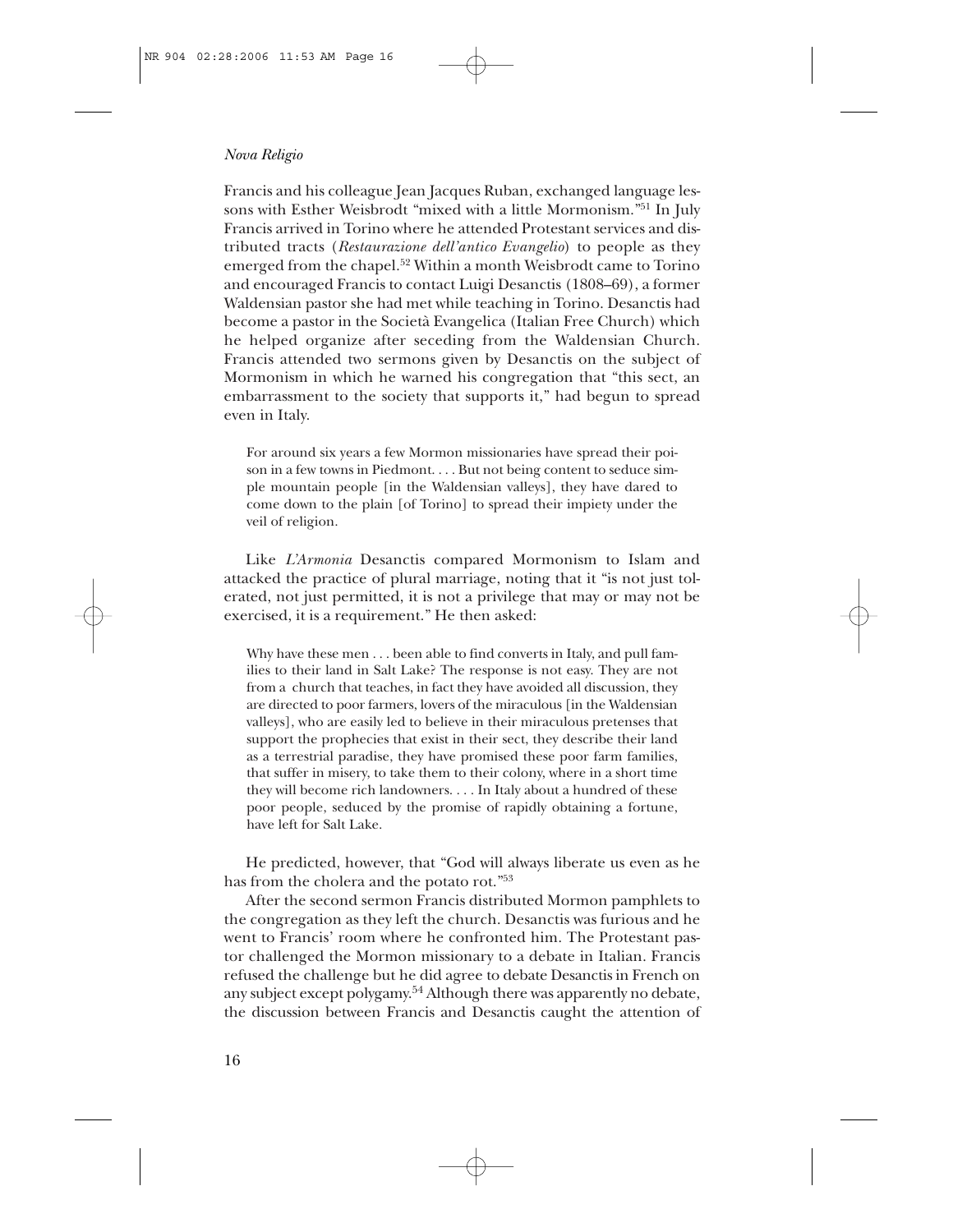Francis and his colleague Jean Jacques Ruban, exchanged language lessons with Esther Weisbrodt "mixed with a little Mormonism."[51] In July Francis arrived in Torino where he attended Protestant services and distributed tracts (*Restaurazione dell'antico Evangelio*) to people as they emerged from the chapel.[52] Within a month Weisbrodt came to Torino and encouraged Francis to contact Luigi Desanctis (1808–69), a former Waldensian pastor she had met while teaching in Torino. Desanctis had become a pastor in the Società Evangelica (Italian Free Church) which he helped organize after seceding from the Waldensian Church. Francis attended two sermons given by Desanctis on the subject of Mormonism in which he warned his congregation that "this sect, an embarrassment to the society that supports it," had begun to spread even in Italy.

> For around six years a few Mormon missionaries have spread their poison in a few towns in Piedmont. . . . But not being content to seduce simple mountain people [in the Waldensian valleys], they have dared to come down to the plain [of Torino] to spread their impiety under the veil of religion.

Like *L'Armonia* Desanctis compared Mormonism to Islam and attacked the practice of plural marriage, noting that it "is not just tolerated, not just permitted, it is not a privilege that may or may not be exercised, it is a requirement." He then asked:

> Why have these men . . . been able to find converts in Italy, and pull families to their land in Salt Lake? The response is not easy. They are not from a church that teaches, in fact they have avoided all discussion, they are directed to poor farmers, lovers of the miraculous [in the Waldensian valleys], who are easily led to believe in their miraculous pretenses that support the prophecies that exist in their sect, they describe their land as a terrestrial paradise, they have promised these poor farm families, that suffer in misery, to take them to their colony, where in a short time they will become rich landowners. . . . In Italy about a hundred of these poor people, seduced by the promise of rapidly obtaining a fortune, have left for Salt Lake.

He predicted, however, that "God will always liberate us even as he has from the cholera and the potato rot."[53]

After the second sermon Francis distributed Mormon pamphlets to the congregation as they left the church. Desanctis was furious and he went to Francis' room where he confronted him. The Protestant pastor challenged the Mormon missionary to a debate in Italian. Francis refused the challenge but he did agree to debate Desanctis in French on any subject except polygamy.[54] Although there was apparently no debate, the discussion between Francis and Desanctis caught the attention of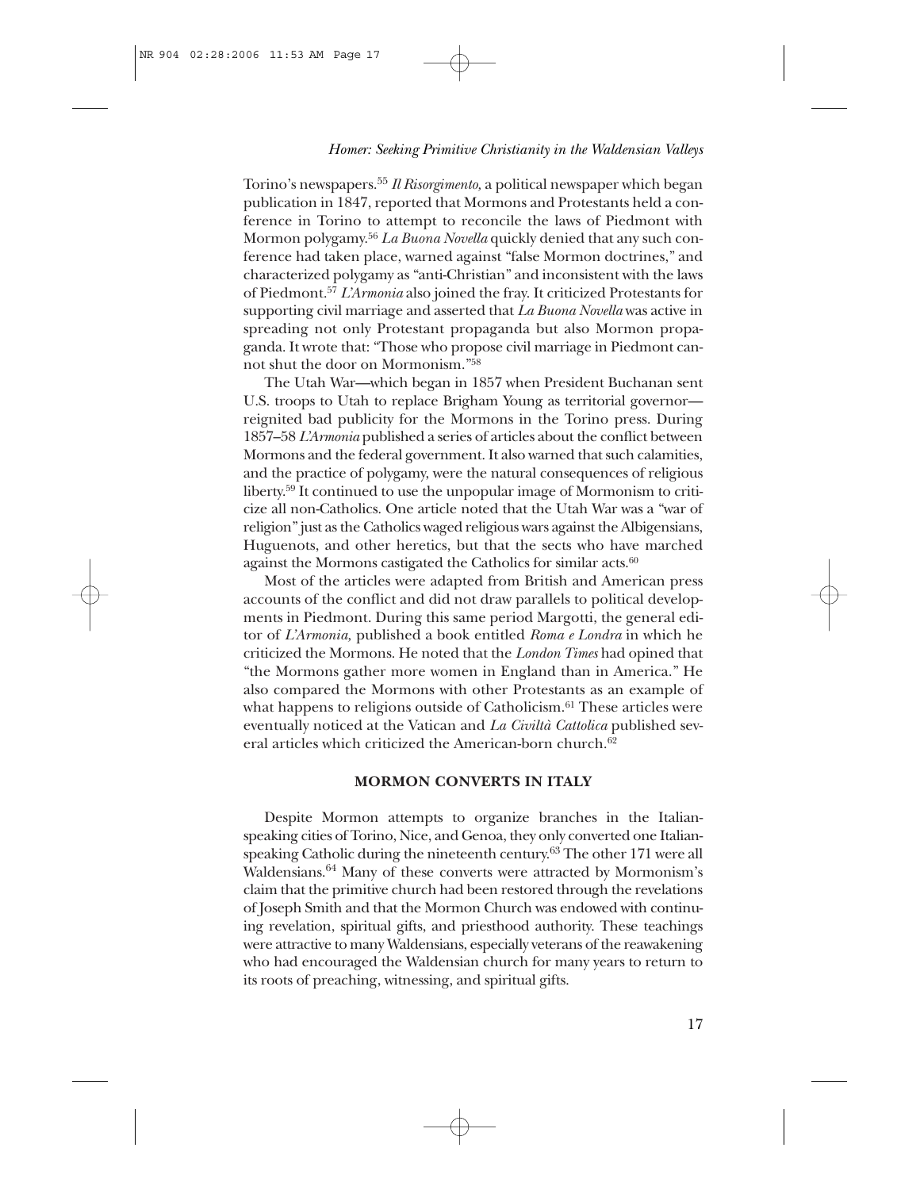Torino's newspapers.[55] *Il Risorgimento,* a political newspaper which began publication in 1847, reported that Mormons and Protestants held a conference in Torino to attempt to reconcile the laws of Piedmont with Mormon polygamy.[56] *La Buona Novella* quickly denied that any such conference had taken place, warned against "false Mormon doctrines," and characterized polygamy as "anti-Christian" and inconsistent with the laws of Piedmont.[57] *L'Armonia* also joined the fray. It criticized Protestants for supporting civil marriage and asserted that *La Buona Novella* was active in spreading not only Protestant propaganda but also Mormon propaganda. It wrote that: "Those who propose civil marriage in Piedmont cannot shut the door on Mormonism."[58]

The Utah War—which began in 1857 when President Buchanan sent U.S. troops to Utah to replace Brigham Young as territorial governor—reignited bad publicity for the Mormons in the Torino press. During 1857–58 *L'Armonia* published a series of articles about the conflict between Mormons and the federal government. It also warned that such calamities, and the practice of polygamy, were the natural consequences of religious liberty.[59] It continued to use the unpopular image of Mormonism to criticize all non-Catholics. One article noted that the Utah War was a "war of religion" just as the Catholics waged religious wars against the Albigensians, Huguenots, and other heretics, but that the sects who have marched against the Mormons castigated the Catholics for similar acts.[60]

Most of the articles were adapted from British and American press accounts of the conflict and did not draw parallels to political developments in Piedmont. During this same period Margotti, the general editor of *L'Armonia,* published a book entitled *Roma e Londra* in which he criticized the Mormons. He noted that the *London Times* had opined that "the Mormons gather more women in England than in America." He also compared the Mormons with other Protestants as an example of what happens to religions outside of Catholicism.[61] These articles were eventually noticed at the Vatican and *La Civiltà Cattolica* published several articles which criticized the American-born church.[62]

## MORMON CONVERTS IN ITALY

Despite Mormon attempts to organize branches in the Italian-speaking cities of Torino, Nice, and Genoa, they only converted one Italian-speaking Catholic during the nineteenth century.[63] The other 171 were all Waldensians.[64] Many of these converts were attracted by Mormonism's claim that the primitive church had been restored through the revelations of Joseph Smith and that the Mormon Church was endowed with continuing revelation, spiritual gifts, and priesthood authority. These teachings were attractive to many Waldensians, especially veterans of the reawakening who had encouraged the Waldensian church for many years to return to its roots of preaching, witnessing, and spiritual gifts.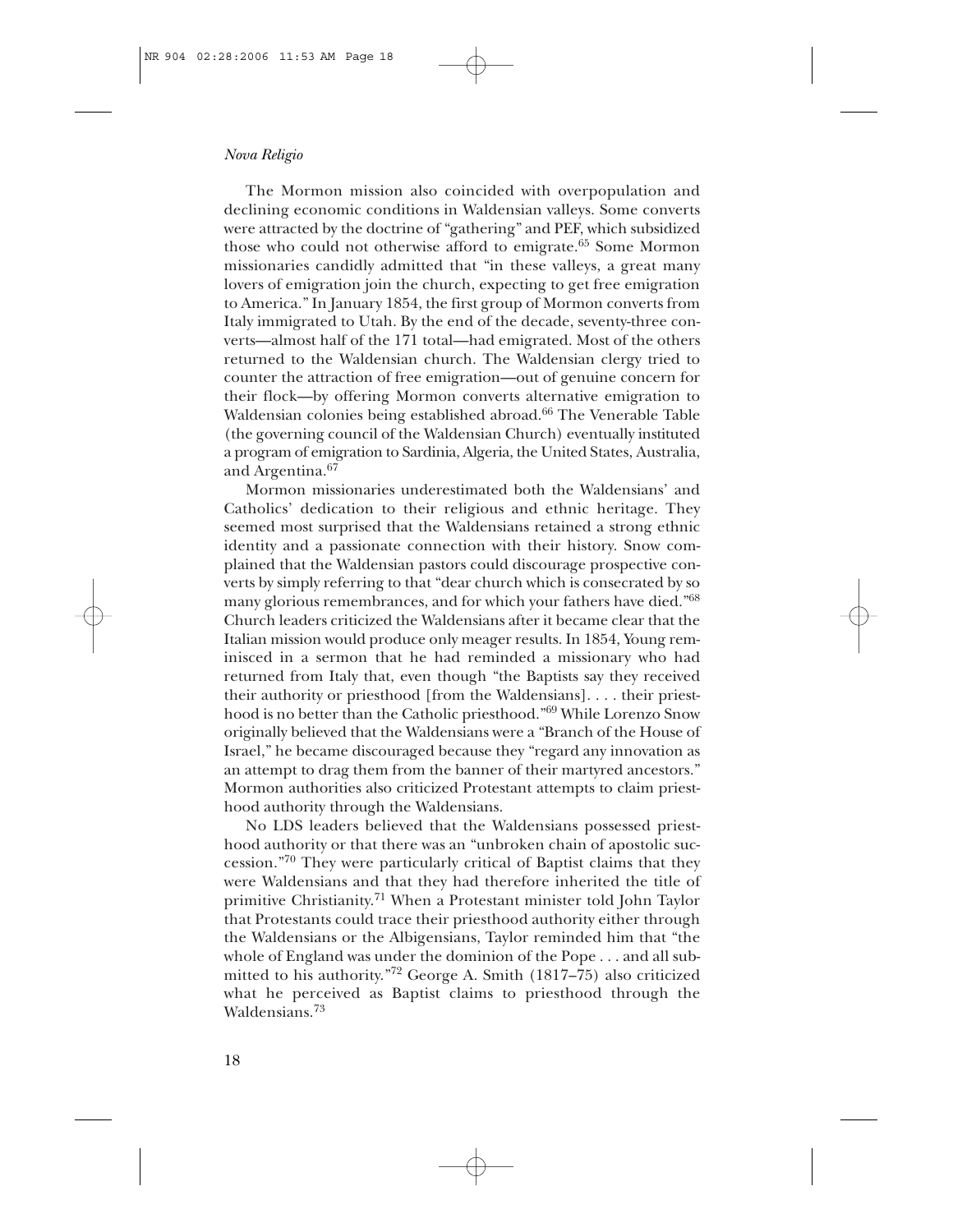The Mormon mission also coincided with overpopulation and declining economic conditions in Waldensian valleys. Some converts were attracted by the doctrine of "gathering" and PEF, which subsidized those who could not otherwise afford to emigrate.[65] Some Mormon missionaries candidly admitted that "in these valleys, a great many lovers of emigration join the church, expecting to get free emigration to America." In January 1854, the first group of Mormon converts from Italy immigrated to Utah. By the end of the decade, seventy-three converts—almost half of the 171 total—had emigrated. Most of the others returned to the Waldensian church. The Waldensian clergy tried to counter the attraction of free emigration—out of genuine concern for their flock—by offering Mormon converts alternative emigration to Waldensian colonies being established abroad.[66] The Venerable Table (the governing council of the Waldensian Church) eventually instituted a program of emigration to Sardinia, Algeria, the United States, Australia, and Argentina.[67]

Mormon missionaries underestimated both the Waldensians' and Catholics' dedication to their religious and ethnic heritage. They seemed most surprised that the Waldensians retained a strong ethnic identity and a passionate connection with their history. Snow complained that the Waldensian pastors could discourage prospective converts by simply referring to that "dear church which is consecrated by so many glorious remembrances, and for which your fathers have died."[68] Church leaders criticized the Waldensians after it became clear that the Italian mission would produce only meager results. In 1854, Young reminisced in a sermon that he had reminded a missionary who had returned from Italy that, even though "the Baptists say they received their authority or priesthood [from the Waldensians]. . . . their priesthood is no better than the Catholic priesthood."[69] While Lorenzo Snow originally believed that the Waldensians were a "Branch of the House of Israel," he became discouraged because they "regard any innovation as an attempt to drag them from the banner of their martyred ancestors." Mormon authorities also criticized Protestant attempts to claim priesthood authority through the Waldensians.

No LDS leaders believed that the Waldensians possessed priesthood authority or that there was an "unbroken chain of apostolic succession."[70] They were particularly critical of Baptist claims that they were Waldensians and that they had therefore inherited the title of primitive Christianity.[71] When a Protestant minister told John Taylor that Protestants could trace their priesthood authority either through the Waldensians or the Albigensians, Taylor reminded him that "the whole of England was under the dominion of the Pope . . . and all submitted to his authority."[72] George A. Smith (1817–75) also criticized what he perceived as Baptist claims to priesthood through the Waldensians.[73]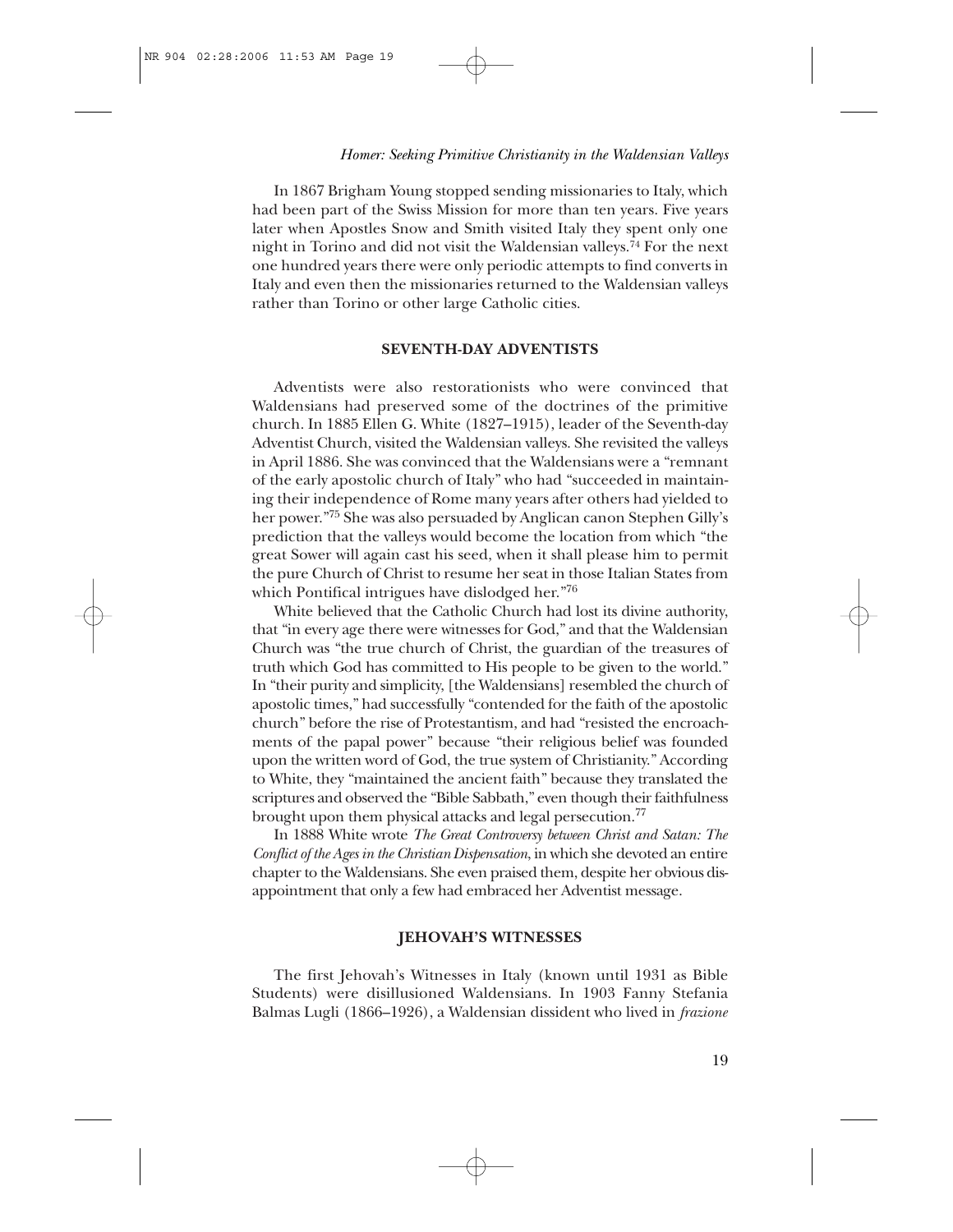In 1867 Brigham Young stopped sending missionaries to Italy, which had been part of the Swiss Mission for more than ten years. Five years later when Apostles Snow and Smith visited Italy they spent only one night in Torino and did not visit the Waldensian valleys.[74] For the next one hundred years there were only periodic attempts to find converts in Italy and even then the missionaries returned to the Waldensian valleys rather than Torino or other large Catholic cities.

## SEVENTH-DAY ADVENTISTS

Adventists were also restorationists who were convinced that Waldensians had preserved some of the doctrines of the primitive church. In 1885 Ellen G. White (1827–1915), leader of the Seventh-day Adventist Church, visited the Waldensian valleys. She revisited the valleys in April 1886. She was convinced that the Waldensians were a "remnant of the early apostolic church of Italy" who had "succeeded in maintaining their independence of Rome many years after others had yielded to her power."[75] She was also persuaded by Anglican canon Stephen Gilly's prediction that the valleys would become the location from which "the great Sower will again cast his seed, when it shall please him to permit the pure Church of Christ to resume her seat in those Italian States from which Pontifical intrigues have dislodged her."[76]

White believed that the Catholic Church had lost its divine authority, that "in every age there were witnesses for God," and that the Waldensian Church was "the true church of Christ, the guardian of the treasures of truth which God has committed to His people to be given to the world." In "their purity and simplicity, [the Waldensians] resembled the church of apostolic times," had successfully "contended for the faith of the apostolic church" before the rise of Protestantism, and had "resisted the encroachments of the papal power" because "their religious belief was founded upon the written word of God, the true system of Christianity." According to White, they "maintained the ancient faith" because they translated the scriptures and observed the "Bible Sabbath," even though their faithfulness brought upon them physical attacks and legal persecution.[77]

In 1888 White wrote *The Great Controversy between Christ and Satan: The Conflict of the Ages in the Christian Dispensation*, in which she devoted an entire chapter to the Waldensians. She even praised them, despite her obvious disappointment that only a few had embraced her Adventist message.

## JEHOVAH'S WITNESSES

The first Jehovah's Witnesses in Italy (known until 1931 as Bible Students) were disillusioned Waldensians. In 1903 Fanny Stefania Balmas Lugli (1866–1926), a Waldensian dissident who lived in *frazione*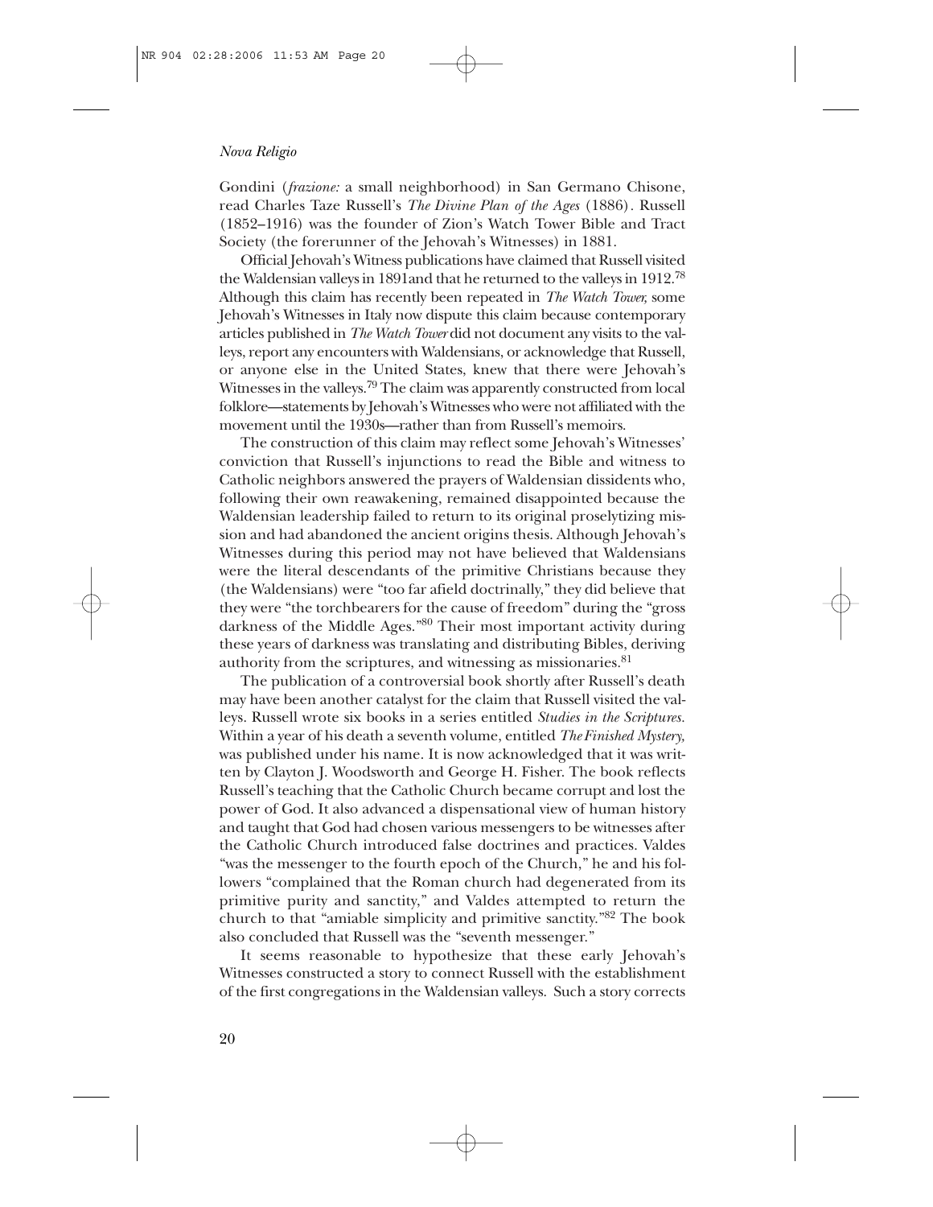Gondini (*frazione:* a small neighborhood) in San Germano Chisone, read Charles Taze Russell's *The Divine Plan of the Ages* (1886). Russell (1852–1916) was the founder of Zion's Watch Tower Bible and Tract Society (the forerunner of the Jehovah's Witnesses) in 1881.

Official Jehovah's Witness publications have claimed that Russell visited the Waldensian valleys in 1891and that he returned to the valleys in 1912.[78] Although this claim has recently been repeated in *The Watch Tower,* some Jehovah's Witnesses in Italy now dispute this claim because contemporary articles published in *The Watch Tower* did not document any visits to the valleys, report any encounters with Waldensians, or acknowledge that Russell, or anyone else in the United States, knew that there were Jehovah's Witnesses in the valleys.[79] The claim was apparently constructed from local folklore—statements by Jehovah's Witnesses who were not affiliated with the movement until the 1930s—rather than from Russell's memoirs.

The construction of this claim may reflect some Jehovah's Witnesses' conviction that Russell's injunctions to read the Bible and witness to Catholic neighbors answered the prayers of Waldensian dissidents who, following their own reawakening, remained disappointed because the Waldensian leadership failed to return to its original proselytizing mission and had abandoned the ancient origins thesis. Although Jehovah's Witnesses during this period may not have believed that Waldensians were the literal descendants of the primitive Christians because they (the Waldensians) were "too far afield doctrinally," they did believe that they were "the torchbearers for the cause of freedom" during the "gross darkness of the Middle Ages."[80] Their most important activity during these years of darkness was translating and distributing Bibles, deriving authority from the scriptures, and witnessing as missionaries.[81]

The publication of a controversial book shortly after Russell's death may have been another catalyst for the claim that Russell visited the valleys. Russell wrote six books in a series entitled *Studies in the Scriptures.* Within a year of his death a seventh volume, entitled *The Finished Mystery,* was published under his name. It is now acknowledged that it was written by Clayton J. Woodsworth and George H. Fisher. The book reflects Russell's teaching that the Catholic Church became corrupt and lost the power of God. It also advanced a dispensational view of human history and taught that God had chosen various messengers to be witnesses after the Catholic Church introduced false doctrines and practices. Valdes "was the messenger to the fourth epoch of the Church," he and his followers "complained that the Roman church had degenerated from its primitive purity and sanctity," and Valdes attempted to return the church to that "amiable simplicity and primitive sanctity."[82] The book also concluded that Russell was the "seventh messenger."

It seems reasonable to hypothesize that these early Jehovah's Witnesses constructed a story to connect Russell with the establishment of the first congregations in the Waldensian valleys. Such a story corrects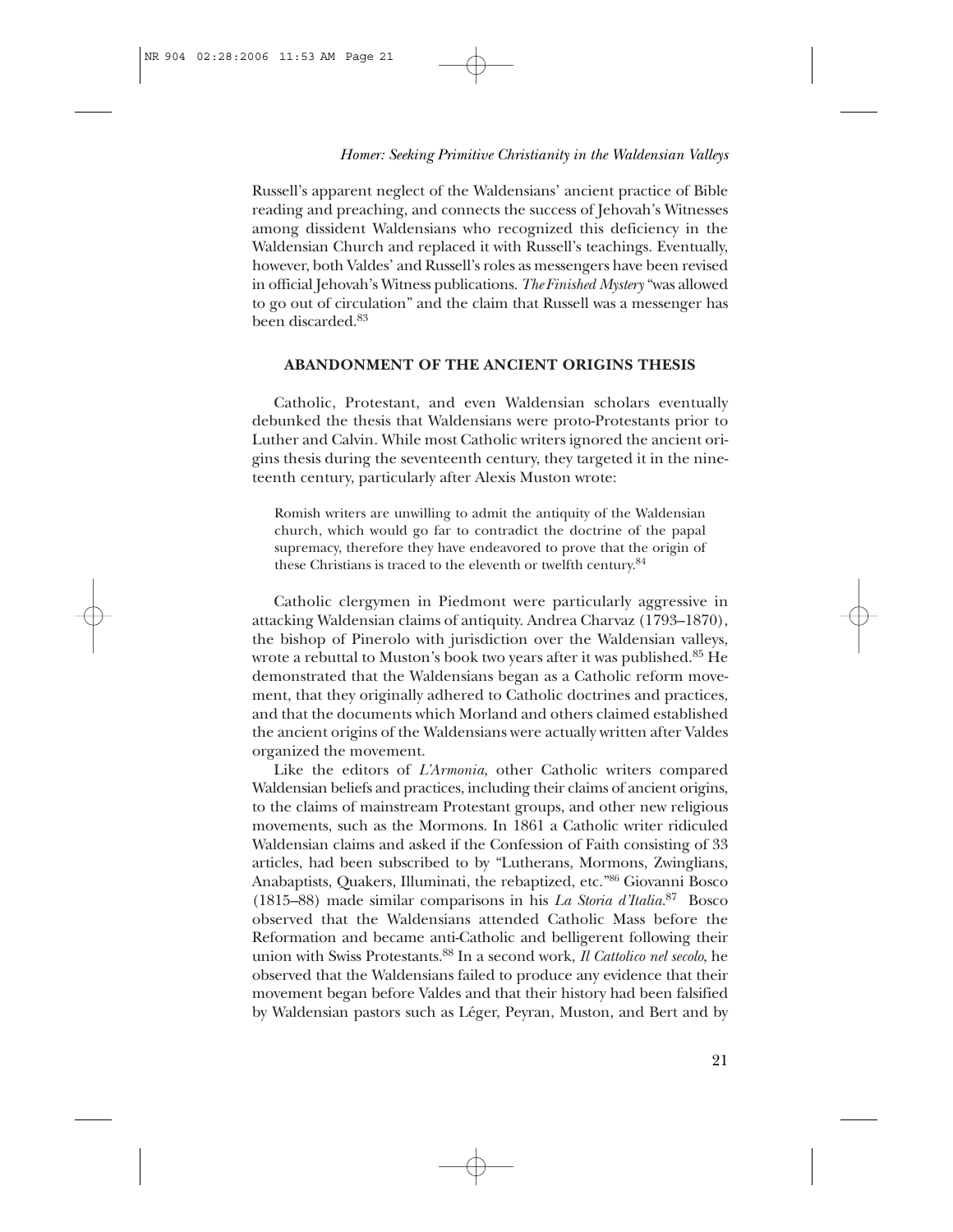Russell's apparent neglect of the Waldensians' ancient practice of Bible reading and preaching, and connects the success of Jehovah's Witnesses among dissident Waldensians who recognized this deficiency in the Waldensian Church and replaced it with Russell's teachings. Eventually, however, both Valdes' and Russell's roles as messengers have been revised in official Jehovah's Witness publications. *The Finished Mystery* "was allowed to go out of circulation" and the claim that Russell was a messenger has been discarded.[83]

## ABANDONMENT OF THE ANCIENT ORIGINS THESIS

Catholic, Protestant, and even Waldensian scholars eventually debunked the thesis that Waldensians were proto-Protestants prior to Luther and Calvin. While most Catholic writers ignored the ancient origins thesis during the seventeenth century, they targeted it in the nineteenth century, particularly after Alexis Muston wrote:

> Romish writers are unwilling to admit the antiquity of the Waldensian church, which would go far to contradict the doctrine of the papal supremacy, therefore they have endeavored to prove that the origin of these Christians is traced to the eleventh or twelfth century.[84]

Catholic clergymen in Piedmont were particularly aggressive in attacking Waldensian claims of antiquity. Andrea Charvaz (1793–1870), the bishop of Pinerolo with jurisdiction over the Waldensian valleys, wrote a rebuttal to Muston's book two years after it was published.[85] He demonstrated that the Waldensians began as a Catholic reform movement, that they originally adhered to Catholic doctrines and practices, and that the documents which Morland and others claimed established the ancient origins of the Waldensians were actually written after Valdes organized the movement.

Like the editors of *L'Armonia*, other Catholic writers compared Waldensian beliefs and practices, including their claims of ancient origins, to the claims of mainstream Protestant groups, and other new religious movements, such as the Mormons. In 1861 a Catholic writer ridiculed Waldensian claims and asked if the Confession of Faith consisting of 33 articles, had been subscribed to by "Lutherans, Mormons, Zwinglians, Anabaptists, Quakers, Illuminati, the rebaptized, etc."[86] Giovanni Bosco (1815–88) made similar comparisons in his *La Storia d'Italia*.[87] Bosco observed that the Waldensians attended Catholic Mass before the Reformation and became anti-Catholic and belligerent following their union with Swiss Protestants.[88] In a second work, *Il Cattolico nel secolo*, he observed that the Waldensians failed to produce any evidence that their movement began before Valdes and that their history had been falsified by Waldensian pastors such as Léger, Peyran, Muston, and Bert and by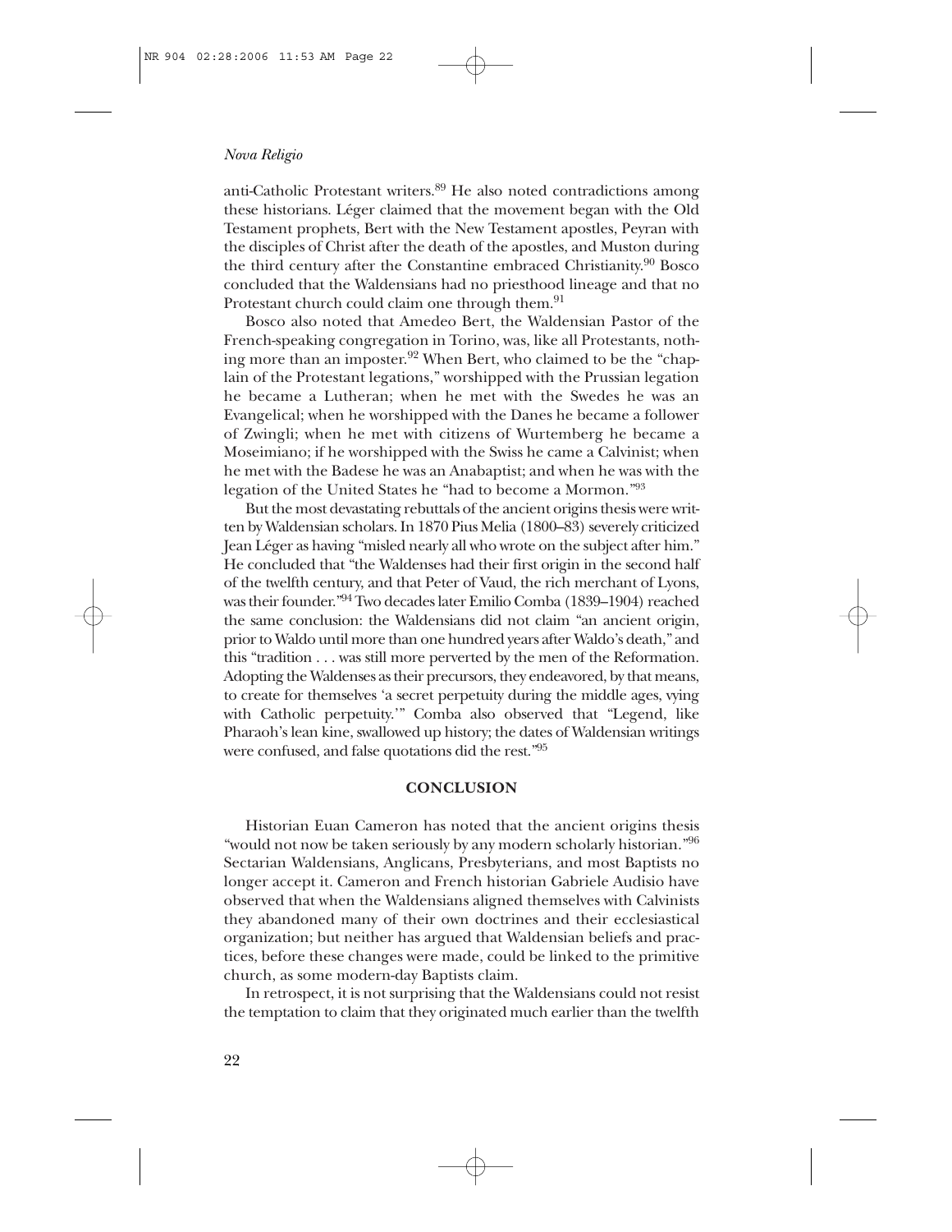anti-Catholic Protestant writers.[89] He also noted contradictions among these historians. Léger claimed that the movement began with the Old Testament prophets, Bert with the New Testament apostles, Peyran with the disciples of Christ after the death of the apostles, and Muston during the third century after the Constantine embraced Christianity.[90] Bosco concluded that the Waldensians had no priesthood lineage and that no Protestant church could claim one through them.[91]

Bosco also noted that Amedeo Bert, the Waldensian Pastor of the French-speaking congregation in Torino, was, like all Protestants, nothing more than an imposter.[92] When Bert, who claimed to be the "chaplain of the Protestant legations," worshipped with the Prussian legation he became a Lutheran; when he met with the Swedes he was an Evangelical; when he worshipped with the Danes he became a follower of Zwingli; when he met with citizens of Wurtemberg he became a Moseimiano; if he worshipped with the Swiss he came a Calvinist; when he met with the Badese he was an Anabaptist; and when he was with the legation of the United States he "had to become a Mormon."[93]

But the most devastating rebuttals of the ancient origins thesis were written by Waldensian scholars. In 1870 Pius Melia (1800–83) severely criticized Jean Léger as having "misled nearly all who wrote on the subject after him." He concluded that "the Waldenses had their first origin in the second half of the twelfth century, and that Peter of Vaud, the rich merchant of Lyons, was their founder."[94] Two decades later Emilio Comba (1839–1904) reached the same conclusion: the Waldensians did not claim "an ancient origin, prior to Waldo until more than one hundred years after Waldo's death," and this "tradition . . . was still more perverted by the men of the Reformation. Adopting the Waldenses as their precursors, they endeavored, by that means, to create for themselves 'a secret perpetuity during the middle ages, vying with Catholic perpetuity.'" Comba also observed that "Legend, like Pharaoh's lean kine, swallowed up history; the dates of Waldensian writings were confused, and false quotations did the rest."[95]

## CONCLUSION

Historian Euan Cameron has noted that the ancient origins thesis "would not now be taken seriously by any modern scholarly historian."[96] Sectarian Waldensians, Anglicans, Presbyterians, and most Baptists no longer accept it. Cameron and French historian Gabriele Audisio have observed that when the Waldensians aligned themselves with Calvinists they abandoned many of their own doctrines and their ecclesiastical organization; but neither has argued that Waldensian beliefs and practices, before these changes were made, could be linked to the primitive church, as some modern-day Baptists claim.

In retrospect, it is not surprising that the Waldensians could not resist the temptation to claim that they originated much earlier than the twelfth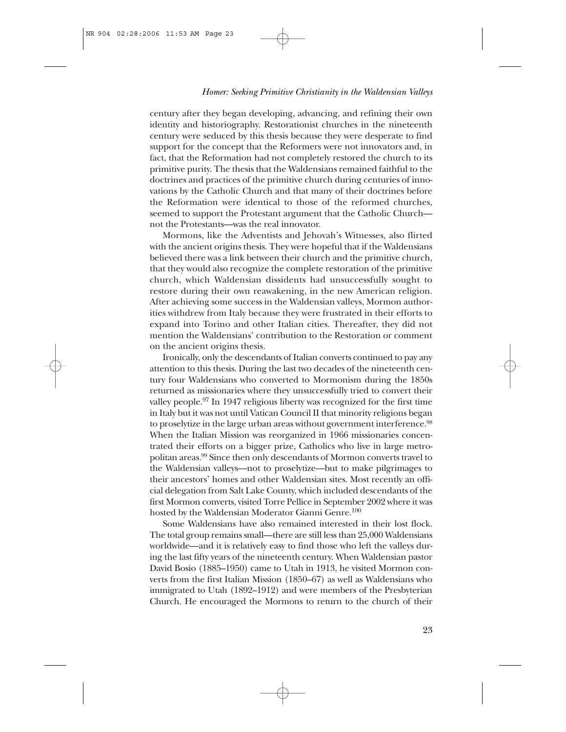century after they began developing, advancing, and refining their own identity and historiography. Restorationist churches in the nineteenth century were seduced by this thesis because they were desperate to find support for the concept that the Reformers were not innovators and, in fact, that the Reformation had not completely restored the church to its primitive purity. The thesis that the Waldensians remained faithful to the doctrines and practices of the primitive church during centuries of innovations by the Catholic Church and that many of their doctrines before the Reformation were identical to those of the reformed churches, seemed to support the Protestant argument that the Catholic Church—not the Protestants—was the real innovator.

Mormons, like the Adventists and Jehovah's Witnesses, also flirted with the ancient origins thesis. They were hopeful that if the Waldensians believed there was a link between their church and the primitive church, that they would also recognize the complete restoration of the primitive church, which Waldensian dissidents had unsuccessfully sought to restore during their own reawakening, in the new American religion. After achieving some success in the Waldensian valleys, Mormon authorities withdrew from Italy because they were frustrated in their efforts to expand into Torino and other Italian cities. Thereafter, they did not mention the Waldensians' contribution to the Restoration or comment on the ancient origins thesis.

Ironically, only the descendants of Italian converts continued to pay any attention to this thesis. During the last two decades of the nineteenth century four Waldensians who converted to Mormonism during the 1850s returned as missionaries where they unsuccessfully tried to convert their valley people.[97] In 1947 religious liberty was recognized for the first time in Italy but it was not until Vatican Council II that minority religions began to proselytize in the large urban areas without government interference.[98] When the Italian Mission was reorganized in 1966 missionaries concentrated their efforts on a bigger prize, Catholics who live in large metropolitan areas.[99] Since then only descendants of Mormon converts travel to the Waldensian valleys—not to proselytize—but to make pilgrimages to their ancestors' homes and other Waldensian sites. Most recently an official delegation from Salt Lake County, which included descendants of the first Mormon converts, visited Torre Pellice in September 2002 where it was hosted by the Waldensian Moderator Gianni Genre.[100]

Some Waldensians have also remained interested in their lost flock. The total group remains small—there are still less than 25,000 Waldensians worldwide—and it is relatively easy to find those who left the valleys during the last fifty years of the nineteenth century. When Waldensian pastor David Bosio (1885–1950) came to Utah in 1913, he visited Mormon converts from the first Italian Mission (1850–67) as well as Waldensians who immigrated to Utah (1892–1912) and were members of the Presbyterian Church. He encouraged the Mormons to return to the church of their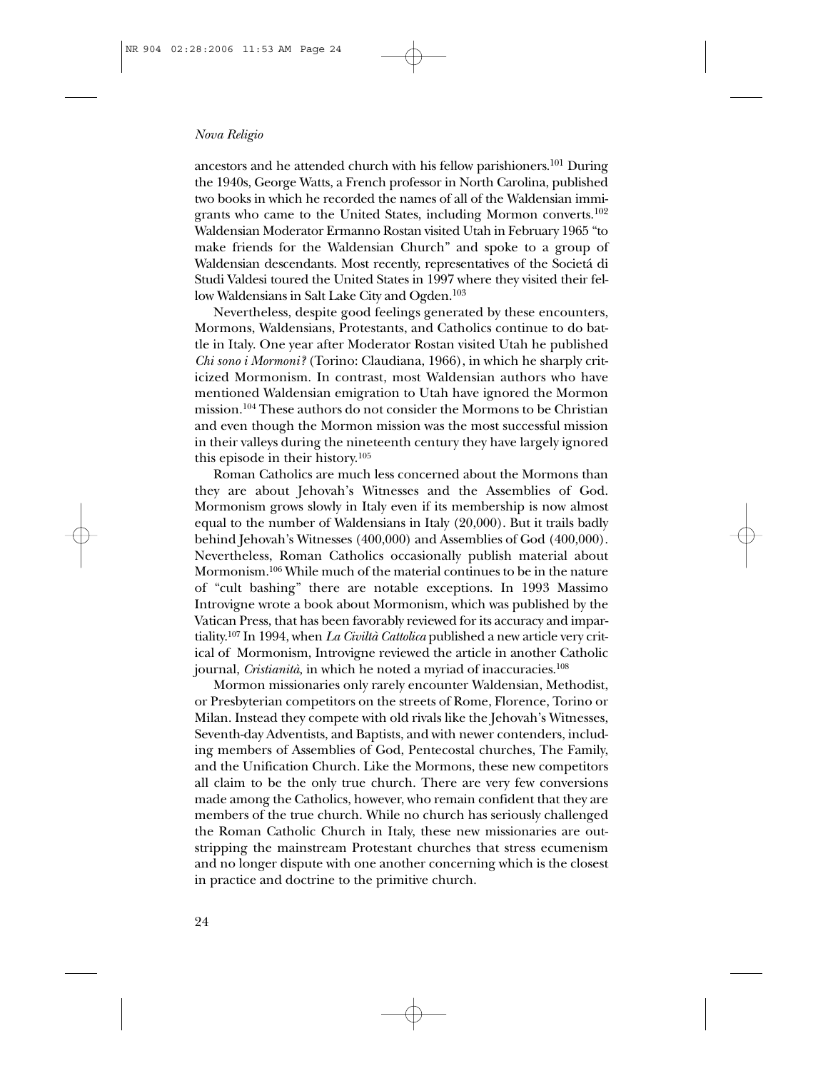ancestors and he attended church with his fellow parishioners.[101] During the 1940s, George Watts, a French professor in North Carolina, published two books in which he recorded the names of all of the Waldensian immigrants who came to the United States, including Mormon converts.[102] Waldensian Moderator Ermanno Rostan visited Utah in February 1965 "to make friends for the Waldensian Church" and spoke to a group of Waldensian descendants. Most recently, representatives of the Societá di Studi Valdesi toured the United States in 1997 where they visited their fellow Waldensians in Salt Lake City and Ogden.[103]

Nevertheless, despite good feelings generated by these encounters, Mormons, Waldensians, Protestants, and Catholics continue to do battle in Italy. One year after Moderator Rostan visited Utah he published *Chi sono i Mormoni?* (Torino: Claudiana, 1966), in which he sharply criticized Mormonism. In contrast, most Waldensian authors who have mentioned Waldensian emigration to Utah have ignored the Mormon mission.[104] These authors do not consider the Mormons to be Christian and even though the Mormon mission was the most successful mission in their valleys during the nineteenth century they have largely ignored this episode in their history.[105]

Roman Catholics are much less concerned about the Mormons than they are about Jehovah's Witnesses and the Assemblies of God. Mormonism grows slowly in Italy even if its membership is now almost equal to the number of Waldensians in Italy (20,000). But it trails badly behind Jehovah's Witnesses (400,000) and Assemblies of God (400,000). Nevertheless, Roman Catholics occasionally publish material about Mormonism.[106] While much of the material continues to be in the nature of "cult bashing" there are notable exceptions. In 1993 Massimo Introvigne wrote a book about Mormonism, which was published by the Vatican Press, that has been favorably reviewed for its accuracy and impartiality.[107] In 1994, when *La Civiltà Cattolica* published a new article very critical of Mormonism, Introvigne reviewed the article in another Catholic journal, *Cristianità,* in which he noted a myriad of inaccuracies.[108]

Mormon missionaries only rarely encounter Waldensian, Methodist, or Presbyterian competitors on the streets of Rome, Florence, Torino or Milan. Instead they compete with old rivals like the Jehovah's Witnesses, Seventh-day Adventists, and Baptists, and with newer contenders, including members of Assemblies of God, Pentecostal churches, The Family, and the Unification Church. Like the Mormons, these new competitors all claim to be the only true church. There are very few conversions made among the Catholics, however, who remain confident that they are members of the true church. While no church has seriously challenged the Roman Catholic Church in Italy, these new missionaries are outstripping the mainstream Protestant churches that stress ecumenism and no longer dispute with one another concerning which is the closest in practice and doctrine to the primitive church.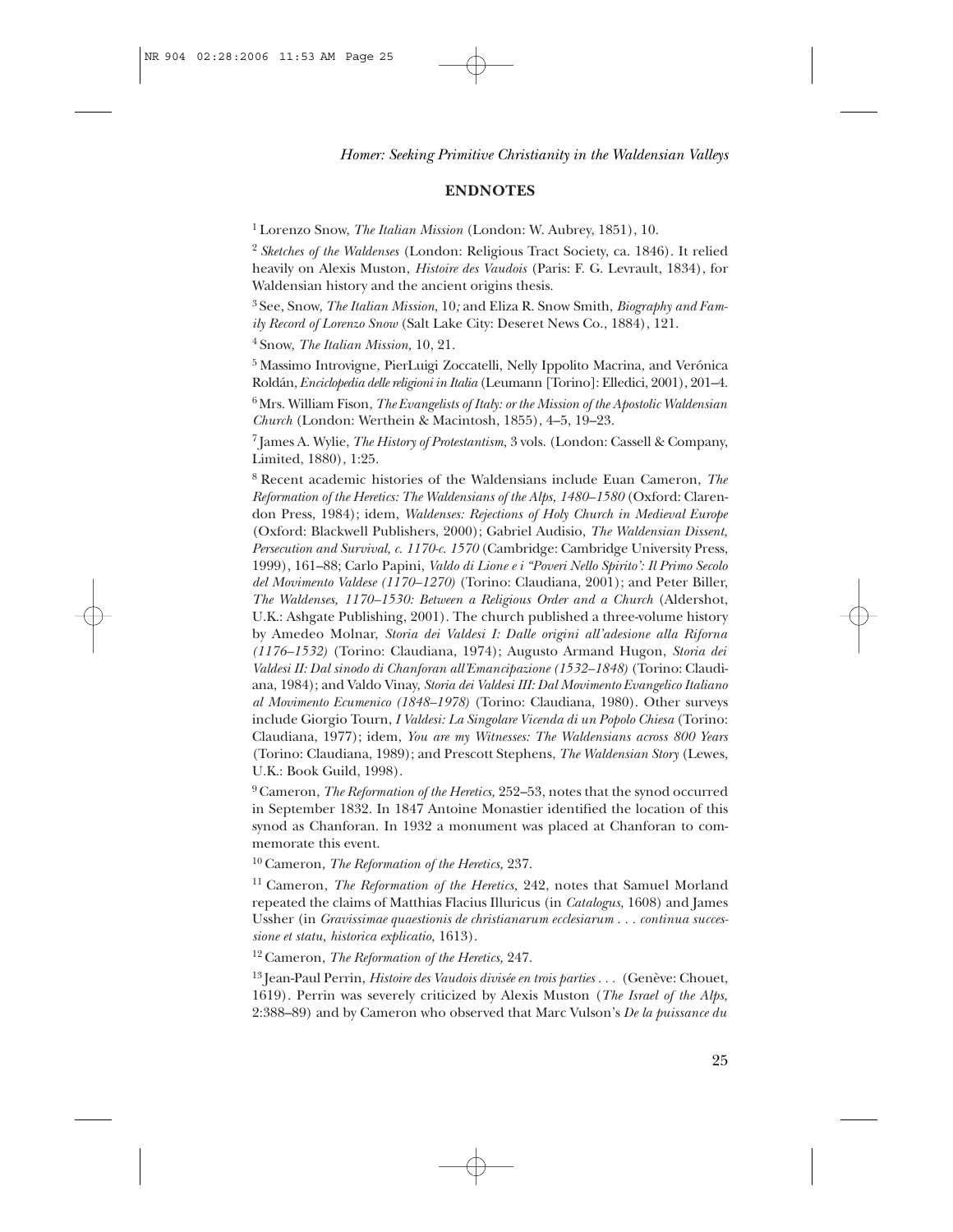## ENDNOTES

[1] Lorenzo Snow, *The Italian Mission* (London: W. Aubrey, 1851), 10.

[2] *Sketches of the Waldenses* (London: Religious Tract Society, ca. 1846). It relied heavily on Alexis Muston, *Histoire des Vaudois* (Paris: F. G. Levrault, 1834), for Waldensian history and the ancient origins thesis.

[3] See, Snow, *The Italian Mission*, 10; and Eliza R. Snow Smith, *Biography and Family Record of Lorenzo Snow* (Salt Lake City: Deseret News Co., 1884), 121.

[4] Snow, *The Italian Mission*, 10, 21.

[5] Massimo Introvigne, PierLuigi Zoccatelli, Nelly Ippolito Macrina, and Verónica Roldán, *Enciclopedia delle religioni in Italia* (Leumann [Torino]: Elledici, 2001), 201–4.

[6] Mrs. William Fison, *The Evangelists of Italy: or the Mission of the Apostolic Waldensian Church* (London: Werthein & Macintosh, 1855), 4–5, 19–23.

[7] James A. Wylie, *The History of Protestantism*, 3 vols. (London: Cassell & Company, Limited, 1880), 1:25.

[8] Recent academic histories of the Waldensians include Euan Cameron, *The Reformation of the Heretics: The Waldensians of the Alps, 1480–1580* (Oxford: Clarendon Press, 1984); idem, *Waldenses: Rejections of Holy Church in Medieval Europe* (Oxford: Blackwell Publishers, 2000); Gabriel Audisio, *The Waldensian Dissent, Persecution and Survival, c. 1170-c. 1570* (Cambridge: Cambridge University Press, 1999), 161–88; Carlo Papini, *Valdo di Lione e i "Poveri Nello Spirito": Il Primo Secolo del Movimento Valdese (1170–1270)* (Torino: Claudiana, 2001); and Peter Biller, *The Waldenses, 1170–1530: Between a Religious Order and a Church* (Aldershot, U.K.: Ashgate Publishing, 2001). The church published a three-volume history by Amedeo Molnar, *Storia dei Valdesi I: Dalle origini all'adesione alla Riforna (1176–1532)* (Torino: Claudiana, 1974); Augusto Armand Hugon, *Storia dei Valdesi II: Dal sinodo di Chanforan all'Emancipazione (1532–1848)* (Torino: Claudiana, 1984); and Valdo Vinay, *Storia dei Valdesi III: Dal Movimento Evangelico Italiano al Movimento Ecumenico (1848–1978)* (Torino: Claudiana, 1980). Other surveys include Giorgio Tourn, *I Valdesi: La Singolare Vicenda di un Popolo Chiesa* (Torino: Claudiana, 1977); idem, *You are my Witnesses: The Waldensians across 800 Years* (Torino: Claudiana, 1989); and Prescott Stephens, *The Waldensian Story* (Lewes, U.K.: Book Guild, 1998).

[9] Cameron, *The Reformation of the Heretics*, 252–53, notes that the synod occurred in September 1832. In 1847 Antoine Monastier identified the location of this synod as Chanforan. In 1932 a monument was placed at Chanforan to commemorate this event.

[10] Cameron, *The Reformation of the Heretics*, 237.

[11] Cameron, *The Reformation of the Heretics*, 242, notes that Samuel Morland repeated the claims of Matthias Flacius Illuricus (in *Catalogus*, 1608) and James Ussher (in *Gravissimae quaestionis de christianarum ecclesiarum . . . continua successione et statu, historica explicatio*, 1613).

[12] Cameron, *The Reformation of the Heretics*, 247.

[13] Jean-Paul Perrin, *Histoire des Vaudois divisée en trois parties . . .* (Genève: Chouet, 1619). Perrin was severely criticized by Alexis Muston (*The Israel of the Alps*, 2:388–89) and by Cameron who observed that Marc Vulson's *De la puissance du*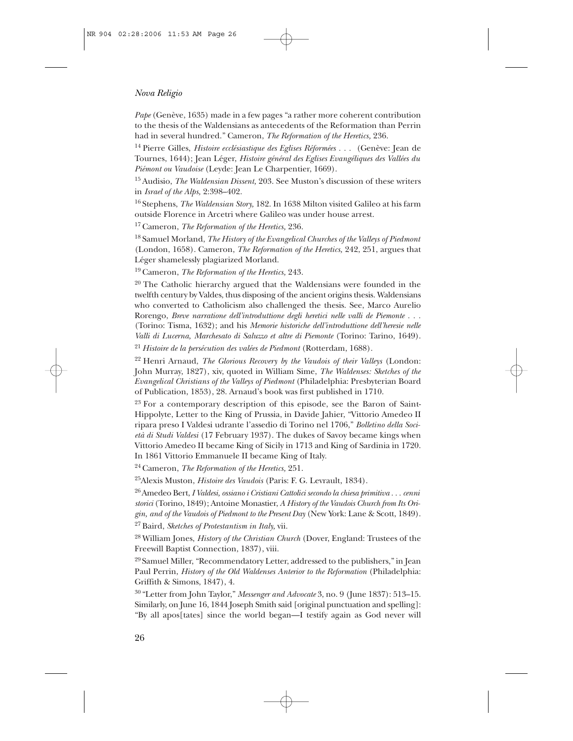*Pape* (Genève, 1635) made in a few pages "a rather more coherent contribution to the thesis of the Waldensians as antecedents of the Reformation than Perrin had in several hundred." Cameron, *The Reformation of the Heretics,* 236.

[14] Pierre Gilles, *Histoire ecclésiastique des Eglises Réformées . . .* (Genève: Jean de Tournes, 1644); Jean Léger, *Histoire général des Eglises Evangéliques des Vallées du Piémont ou Vaudoise* (Leyde: Jean Le Charpentier, 1669).

[15] Audisio, *The Waldensian Dissent,* 203. See Muston's discussion of these writers in *Israel of the Alps,* 2:398–402.

[16] Stephens, *The Waldensian Story,* 182. In 1638 Milton visited Galileo at his farm outside Florence in Arcetri where Galileo was under house arrest.

[17] Cameron, *The Reformation of the Heretics,* 236.

[18] Samuel Morland, *The History of the Evangelical Churches of the Valleys of Piedmont* (London, 1658). Cameron, *The Reformation of the Heretics,* 242, 251, argues that Léger shamelessly plagiarized Morland.

[19] Cameron, *The Reformation of the Heretics,* 243.

[20] The Catholic hierarchy argued that the Waldensians were founded in the twelfth century by Valdes, thus disposing of the ancient origins thesis. Waldensians who converted to Catholicism also challenged the thesis. See, Marco Aurelio Rorengo, *Breve narratione dell'introduttione degli heretici nelle valli de Piemonte . . .* (Torino: Tisma, 1632); and his *Memorie historiche dell'introduttione dell'heresie nelle Valli di Lucerna, Marchesato di Saluzzo et altre di Piemonte* (Torino: Tarino, 1649).

[21] *Histoire de la persécution des valées de Piedmont* (Rotterdam, 1688).

[22] Henri Arnaud, *The Glorious Recovery by the Vaudois of their Valleys* (London: John Murray, 1827), xiv, quoted in William Sime, *The Waldenses: Sketches of the Evangelical Christians of the Valleys of Piedmont* (Philadelphia: Presbyterian Board of Publication, 1853), 28. Arnaud's book was first published in 1710.

[23] For a contemporary description of this episode, see the Baron of Saint-Hippolyte, Letter to the King of Prussia, in Davide Jahier, "Vittorio Amedeo II ripara preso I Valdesi udrante l'assedio di Torino nel 1706," *Bolletino della Società di Studi Valdesi* (17 February 1937). The dukes of Savoy became kings when Vittorio Amedeo II became King of Sicily in 1713 and King of Sardinia in 1720. In 1861 Vittorio Emmanuele II became King of Italy.

[24] Cameron, *The Reformation of the Heretics,* 251.

[25] Alexis Muston, *Histoire des Vaudois* (Paris: F. G. Levrault, 1834).

[26] Amedeo Bert, *I Valdesi, ossiano i Cristiani Cattolici secondo la chiesa primitiva . . . cenni storici* (Torino, 1849); Antoine Monastier, *A History of the Vaudois Church from Its Origin, and of the Vaudois of Piedmont to the Present Day* (New York: Lane & Scott, 1849).

[27] Baird, *Sketches of Protestantism in Italy,* vii.

[28] William Jones, *History of the Christian Church* (Dover, England: Trustees of the Freewill Baptist Connection, 1837), viii.

[29] Samuel Miller, "Recommendatory Letter, addressed to the publishers," in Jean Paul Perrin, *History of the Old Waldenses Anterior to the Reformation* (Philadelphia: Griffith & Simons, 1847), 4.

[30] "Letter from John Taylor," *Messenger and Advocate* 3, no. 9 (June 1837): 513–15. Similarly, on June 16, 1844 Joseph Smith said [original punctuation and spelling]: "By all apos[tates] since the world began—I testify again as God never will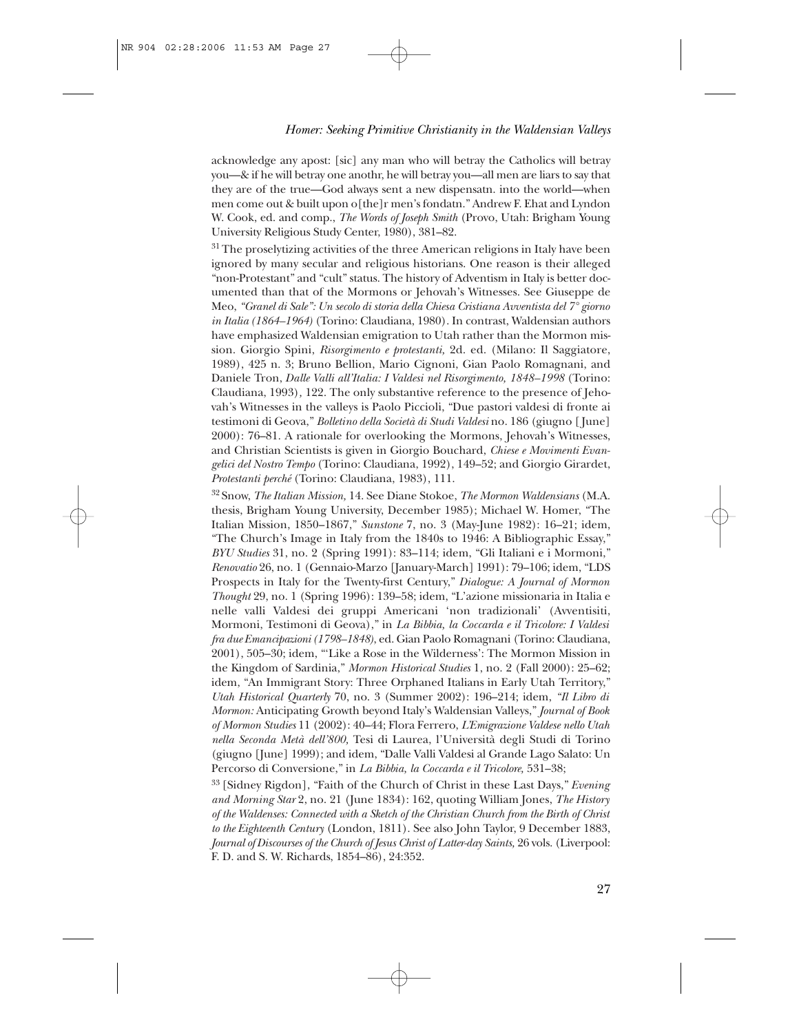acknowledge any apost: [sic] any man who will betray the Catholics will betray you—& if he will betray one anothr, he will betray you—all men are liars to say that they are of the true—God always sent a new dispensatn. into the world—when men come out & built upon o[the]r men's fondatn." Andrew F. Ehat and Lyndon W. Cook, ed. and comp., *The Words of Joseph Smith* (Provo, Utah: Brigham Young University Religious Study Center, 1980), 381–82.

[31] The proselytizing activities of the three American religions in Italy have been ignored by many secular and religious historians. One reason is their alleged "non-Protestant" and "cult" status. The history of Adventism in Italy is better documented than that of the Mormons or Jehovah's Witnesses. See Giuseppe de Meo, *"Granel di Sale": Un secolo di storia della Chiesa Cristiana Avventista del 7° giorno in Italia (1864–1964)* (Torino: Claudiana, 1980). In contrast, Waldensian authors have emphasized Waldensian emigration to Utah rather than the Mormon mission. Giorgio Spini, *Risorgimento e protestanti,* 2d. ed. (Milano: Il Saggiatore, 1989), 425 n. 3; Bruno Bellion, Mario Cignoni, Gian Paolo Romagnani, and Daniele Tron, *Dalle Valli all'Italia: I Valdesi nel Risorgimento, 1848–1998* (Torino: Claudiana, 1993), 122. The only substantive reference to the presence of Jehovah's Witnesses in the valleys is Paolo Piccioli, "Due pastori valdesi di fronte ai testimoni di Geova," *Bolletino della Società di Studi Valdesi* no. 186 (giugno [June] 2000): 76–81. A rationale for overlooking the Mormons, Jehovah's Witnesses, and Christian Scientists is given in Giorgio Bouchard, *Chiese e Movimenti Evangelici del Nostro Tempo* (Torino: Claudiana, 1992), 149–52; and Giorgio Girardet, *Protestanti perché* (Torino: Claudiana, 1983), 111.

[32] Snow, *The Italian Mission,* 14. See Diane Stokoe, *The Mormon Waldensians* (M.A. thesis, Brigham Young University, December 1985); Michael W. Homer, "The Italian Mission, 1850–1867," *Sunstone* 7, no. 3 (May-June 1982): 16–21; idem, "The Church's Image in Italy from the 1840s to 1946: A Bibliographic Essay," *BYU Studies* 31, no. 2 (Spring 1991): 83–114; idem, "Gli Italiani e i Mormoni," *Renovatio* 26, no. 1 (Gennaio-Marzo [January-March] 1991): 79–106; idem, "LDS Prospects in Italy for the Twenty-first Century," *Dialogue: A Journal of Mormon Thought* 29, no. 1 (Spring 1996): 139–58; idem, "L'azione missionaria in Italia e nelle valli Valdesi dei gruppi Americani 'non tradizionali' (Avventisiti, Mormoni, Testimoni di Geova)," in *La Bibbia, la Coccarda e il Tricolore: I Valdesi fra due Emancipazioni (1798–1848),* ed. Gian Paolo Romagnani (Torino: Claudiana, 2001), 505–30; idem, "'Like a Rose in the Wilderness': The Mormon Mission in the Kingdom of Sardinia," *Mormon Historical Studies* 1, no. 2 (Fall 2000): 25–62; idem, "An Immigrant Story: Three Orphaned Italians in Early Utah Territory," *Utah Historical Quarterly* 70, no. 3 (Summer 2002): 196–214; idem, *"Il Libro di Mormon:* Anticipating Growth beyond Italy's Waldensian Valleys," *Journal of Book of Mormon Studies* 11 (2002): 40–44; Flora Ferrero, *L'Emigrazione Valdese nello Utah nella Seconda Metà dell'800,* Tesi di Laurea, l'Università degli Studi di Torino (giugno [June] 1999); and idem, "Dalle Valli Valdesi al Grande Lago Salato: Un Percorso di Conversione," in *La Bibbia, la Coccarda e il Tricolore,* 531–38;

[33] [Sidney Rigdon], "Faith of the Church of Christ in these Last Days," *Evening and Morning Star* 2, no. 21 (June 1834): 162, quoting William Jones, *The History of the Waldenses: Connected with a Sketch of the Christian Church from the Birth of Christ to the Eighteenth Century* (London, 1811). See also John Taylor, 9 December 1883, *Journal of Discourses of the Church of Jesus Christ of Latter-day Saints,* 26 vols. (Liverpool: F. D. and S. W. Richards, 1854–86), 24:352.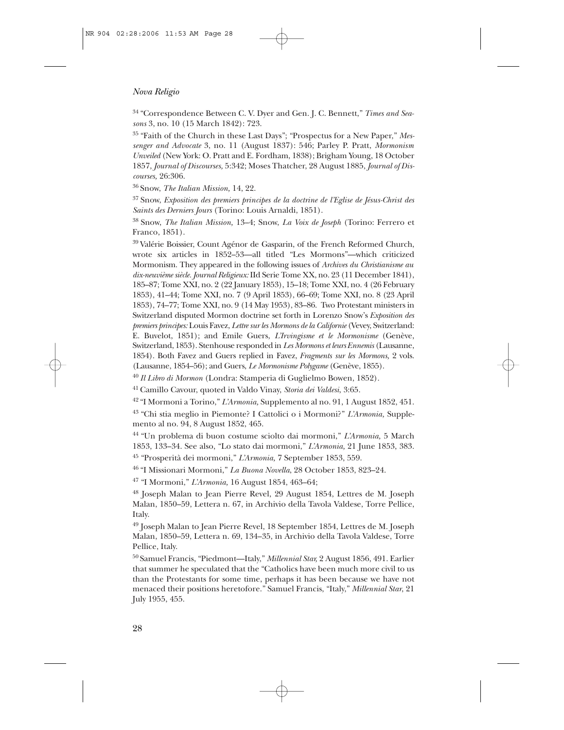[34] "Correspondence Between C. V. Dyer and Gen. J. C. Bennett," *Times and Seasons* 3, no. 10 (15 March 1842): 723.

[35] "Faith of the Church in these Last Days"; "Prospectus for a New Paper," *Messenger and Advocate* 3, no. 11 (August 1837): 546; Parley P. Pratt, *Mormonism Unveiled* (New York: O. Pratt and E. Fordham, 1838); Brigham Young, 18 October 1857, *Journal of Discourses,* 5:342; Moses Thatcher, 28 August 1885, *Journal of Discourses,* 26:306.

[36] Snow, *The Italian Mission*, 14, 22.

[37] Snow, *Exposition des premiers principes de la doctrine de l'Eglise de Jésus-Christ des Saints des Derniers Jours* (Torino: Louis Arnaldi, 1851).

[38] Snow, *The Italian Mission,* 13–4; Snow, *La Voix de Joseph* (Torino: Ferrero et Franco, 1851).

[39] Valérie Boissier, Count Agénor de Gasparin, of the French Reformed Church, wrote six articles in 1852–53—all titled "Les Mormons"—which criticized Mormonism. They appeared in the following issues of *Archives du Christianisme au dix-neuvième siècle. Journal Religieux:* IId Serie Tome XX, no. 23 (11 December 1841), 185–87; Tome XXI, no. 2 (22 January 1853), 15–18; Tome XXI, no. 4 (26 February 1853), 41–44; Tome XXI, no. 7 (9 April 1853), 66–69; Tome XXI, no. 8 (23 April 1853), 74–77; Tome XXI, no. 9 (14 May 1953), 83–86. Two Protestant ministers in Switzerland disputed Mormon doctrine set forth in Lorenzo Snow's *Exposition des premiers principes:* Louis Favez, *Lettre sur les Mormons de la Californie* (Vevey, Switzerland: E. Buvelot, 1851); and Emile Guers, *L'Irvingisme et le Mormonisme* (Genève, Switzerland, 1853). Stenhouse responded in *Les Mormons et leurs Ennemis* (Lausanne, 1854). Both Favez and Guers replied in Favez, *Fragments sur les Mormons,* 2 vols. (Lausanne, 1854–56); and Guers, *Le Mormonisme Polygame* (Genève, 1855).

[40] *Il Libro di Mormon* (Londra: Stamperia di Guglielmo Bowen, 1852).

[41] Camillo Cavour, quoted in Valdo Vinay, *Storia dei Valdesi*, 3:65.

[42] "I Mormoni a Torino," *L'Armonia,* Supplemento al no. 91, 1 August 1852, 451.

[43] "Chi stia meglio in Piemonte? I Cattolici o i Mormoni?" *L'Armonia,* Supplemento al no. 94, 8 August 1852, 465.

[44] "Un problema di buon costume sciolto dai mormoni," *L'Armonia,* 5 March 1853, 133–34. See also, "Lo stato dai mormoni," *L'Armonia,* 21 June 1853, 383.

[45] "Prosperità dei mormoni," *L'Armonia,* 7 September 1853, 559.

[46] "I Missionari Mormoni," *La Buona Novella*, 28 October 1853, 823–24.

[47] "I Mormoni," *L'Armonia,* 16 August 1854, 463–64;

[48] Joseph Malan to Jean Pierre Revel, 29 August 1854, Lettres de M. Joseph Malan, 1850–59, Lettera n. 67, in Archivio della Tavola Valdese, Torre Pellice, Italy.

[49] Joseph Malan to Jean Pierre Revel, 18 September 1854, Lettres de M. Joseph Malan, 1850–59, Lettera n. 69, 134–35, in Archivio della Tavola Valdese, Torre Pellice, Italy.

[50] Samuel Francis, "Piedmont—Italy," *Millennial Star,* 2 August 1856, 491. Earlier that summer he speculated that the "Catholics have been much more civil to us than the Protestants for some time, perhaps it has been because we have not menaced their positions heretofore." Samuel Francis, "Italy," *Millennial Star*, 21 July 1955, 455.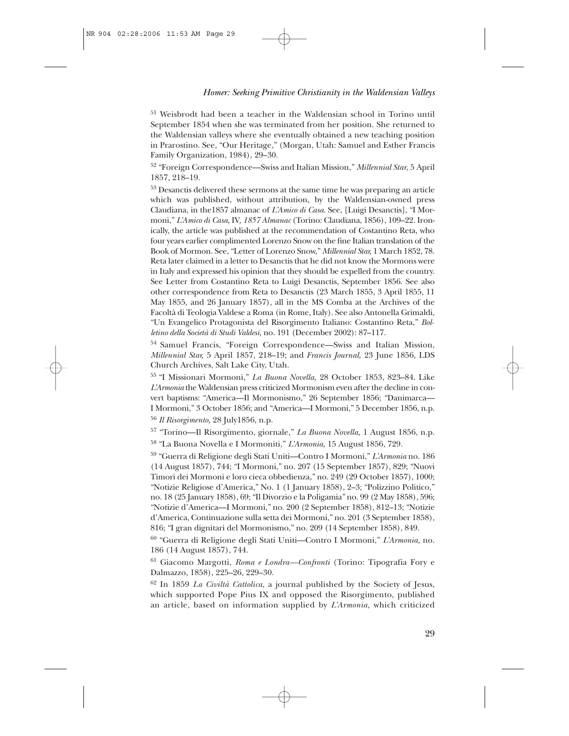[51] Weisbrodt had been a teacher in the Waldensian school in Torino until September 1854 when she was terminated from her position. She returned to the Waldensian valleys where she eventually obtained a new teaching position in Prarostino. See, "Our Heritage," (Morgan, Utah: Samuel and Esther Francis Family Organization, 1984), 29–30.

[52] "Foreign Correspondence—Swiss and Italian Mission," *Millennial Star,* 5 April 1857, 218–19.

[53] Desanctis delivered these sermons at the same time he was preparing an article which was published, without attribution, by the Waldensian-owned press Claudiana, in the1857 almanac of *L'Amico di Casa*. See, [Luigi Desanctis], "I Mormoni," *L'Amico di Casa,* IV, *1857 Almanac* (Torino: Claudiana, 1856), 109–22. Ironically, the article was published at the recommendation of Costantino Reta, who four years earlier complimented Lorenzo Snow on the fine Italian translation of the Book of Mormon. See, "Letter of Lorenzo Snow," *Millennial Star,* 1 March 1852, 78. Reta later claimed in a letter to Desanctis that he did not know the Mormons were in Italy and expressed his opinion that they should be expelled from the country. See Letter from Costantino Reta to Luigi Desanctis, September 1856. See also other correspondence from Reta to Desanctis (23 March 1855, 3 April 1855, 11 May 1855, and 26 January 1857), all in the MS Comba at the Archives of the Facoltà di Teologia Valdese a Roma (in Rome, Italy). See also Antonella Grimaldi, "Un Evangelico Protagonista del Risorgimento Italiano: Costantino Reta," *Bolletino della Società di Studi Valdesi,* no. 191 (December 2002): 87–117.

[54] Samuel Francis, "Foreign Correspondence—Swiss and Italian Mission, *Millennial Star,* 5 April 1857, 218–19; and *Francis Journal,* 23 June 1856, LDS Church Archives, Salt Lake City, Utah.

[55] "I Missionari Mormoni," *La Buona Novella,* 28 October 1853, 823–84. Like *L'Armonia* the Waldensian press criticized Mormonism even after the decline in convert baptisms: "America—Il Mormonismo," 26 September 1856; "Danimarca—I Mormoni," 3 October 1856; and "America—I Mormoni," 5 December 1856, n.p.

[56] *Il Risorgimento,* 28 July1856, n.p.

[57] "Torino—Il Risorgimento, giornale," *La Buona Novella,* 1 August 1856, n.p.

[58] "La Buona Novella e I Mormoniti," *L'Armonia,* 15 August 1856, 729.

[59] "Guerra di Religione degli Stati Uniti—Contro I Mormoni," *L'Armonia* no. 186 (14 August 1857), 744; "I Mormoni," no. 207 (15 September 1857), 829; "Nuovi Timori dei Mormoni e loro cieca obbedienza," no. 249 (29 October 1857), 1000; "Notizie Religiose d'America," No. 1 (1 January 1858), 2–3; "Polizzino Politico," no. 18 (25 January 1858), 69; "Il Divorzio e la Poligamia" no. 99 (2 May 1858), 596; "Notizie d'America—I Mormoni," no. 200 (2 September 1858), 812–13; "Notizie d'America, Continuazione sulla setta dei Mormoni," no. 201 (3 September 1858), 816; "I gran dignitari del Mormonismo," no. 209 (14 September 1858), 849.

[60] "Guerra di Religione degli Stati Uniti—Contro I Mormoni," *L'Armonia,* no. 186 (14 August 1857), 744.

[61] Giacomo Margotti, *Roma e Londra—Confronti* (Torino: Tipografia Fory e Dalmazzo, 1858), 225–26, 229–30.

[62] In 1859 *La Civiltà Cattolica,* a journal published by the Society of Jesus, which supported Pope Pius IX and opposed the Risorgimento, published an article, based on information supplied by *L'Armonia,* which criticized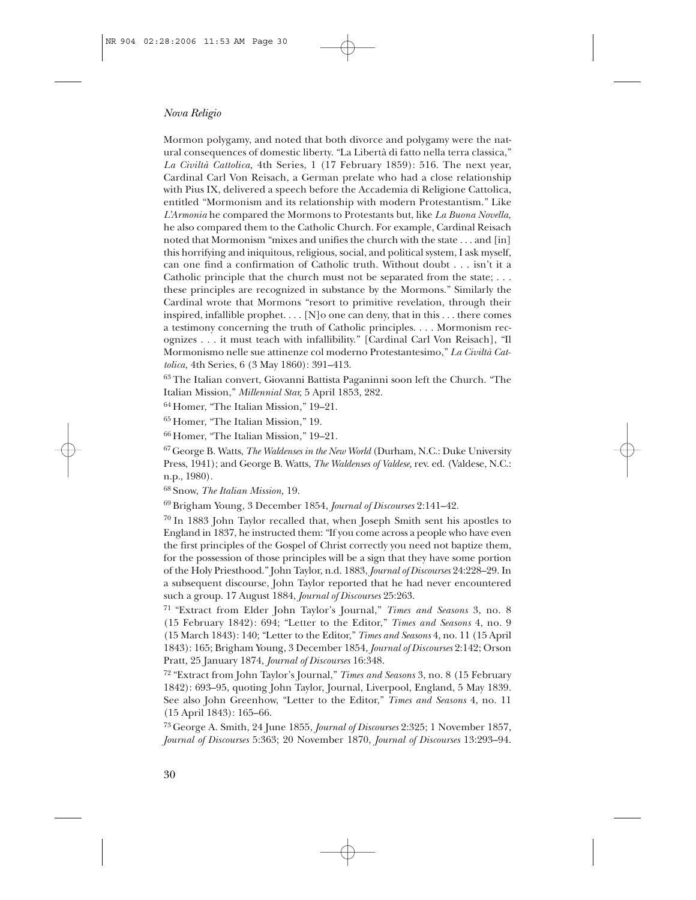Mormon polygamy, and noted that both divorce and polygamy were the natural consequences of domestic liberty. "La Libertà di fatto nella terra classica," *La Civiltà Cattolica*, 4th Series, 1 (17 February 1859): 516. The next year, Cardinal Carl Von Reisach, a German prelate who had a close relationship with Pius IX, delivered a speech before the Accademia di Religione Cattolica, entitled "Mormonism and its relationship with modern Protestantism." Like *L'Armonia* he compared the Mormons to Protestants but, like *La Buona Novella,* he also compared them to the Catholic Church. For example, Cardinal Reisach noted that Mormonism "mixes and unifies the church with the state . . . and [in] this horrifying and iniquitous, religious, social, and political system, I ask myself, can one find a confirmation of Catholic truth. Without doubt . . . isn't it a Catholic principle that the church must not be separated from the state; . . . these principles are recognized in substance by the Mormons." Similarly the Cardinal wrote that Mormons "resort to primitive revelation, through their inspired, infallible prophet. . . . [N]o one can deny, that in this . . . there comes a testimony concerning the truth of Catholic principles. . . . Mormonism recognizes . . . it must teach with infallibility." [Cardinal Carl Von Reisach], "Il Mormonismo nelle sue attinenze col moderno Protestantesimo," *La Civiltà Cattolica,* 4th Series, 6 (3 May 1860): 391–413.

[63] The Italian convert, Giovanni Battista Paganinni soon left the Church. "The Italian Mission," *Millennial Star,* 5 April 1853, 282.

[64] Homer, "The Italian Mission," 19–21.

[65] Homer, "The Italian Mission," 19.

[66] Homer, "The Italian Mission," 19–21.

[67] George B. Watts, *The Waldenses in the New World* (Durham, N.C.: Duke University Press, 1941); and George B. Watts, *The Waldenses of Valdese,* rev. ed. (Valdese, N.C.: n.p., 1980).

[68] Snow, *The Italian Mission,* 19.

[69] Brigham Young, 3 December 1854, *Journal of Discourses* 2:141–42.

[70] In 1883 John Taylor recalled that, when Joseph Smith sent his apostles to England in 1837, he instructed them: "If you come across a people who have even the first principles of the Gospel of Christ correctly you need not baptize them, for the possession of those principles will be a sign that they have some portion of the Holy Priesthood." John Taylor, n.d. 1883, *Journal of Discourses* 24:228–29. In a subsequent discourse, John Taylor reported that he had never encountered such a group. 17 August 1884, *Journal of Discourses* 25:263.

[71] "Extract from Elder John Taylor's Journal," *Times and Seasons* 3, no. 8 (15 February 1842): 694; "Letter to the Editor," *Times and Seasons* 4, no. 9 (15 March 1843): 140; "Letter to the Editor," *Times and Seasons* 4, no. 11 (15 April 1843): 165; Brigham Young, 3 December 1854, *Journal of Discourses* 2:142; Orson Pratt, 25 January 1874, *Journal of Discourses* 16:348.

[72] "Extract from John Taylor's Journal," *Times and Seasons* 3, no. 8 (15 February 1842): 693–95, quoting John Taylor, Journal, Liverpool, England, 5 May 1839. See also John Greenhow, "Letter to the Editor," *Times and Seasons* 4, no. 11 (15 April 1843): 165–66.

[73] George A. Smith, 24 June 1855, *Journal of Discourses* 2:325; 1 November 1857, *Journal of Discourses* 5:363; 20 November 1870, *Journal of Discourses* 13:293–94.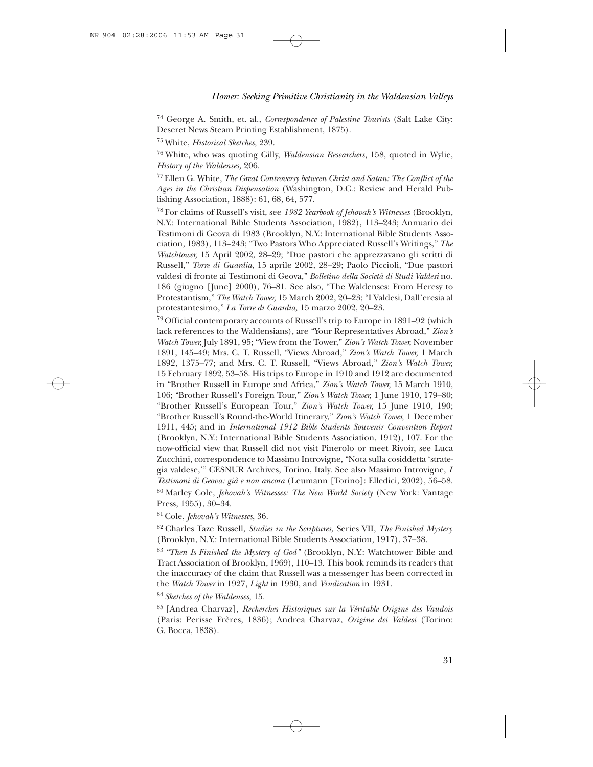[74] George A. Smith, et. al., *Correspondence of Palestine Tourists* (Salt Lake City: Deseret News Steam Printing Establishment, 1875).

[75] White, *Historical Sketches,* 239.

[76] White, who was quoting Gilly, *Waldensian Researchers,* 158, quoted in Wylie, *History of the Waldenses,* 206.

[77] Ellen G. White, *The Great Controversy between Christ and Satan: The Conflict of the Ages in the Christian Dispensation* (Washington, D.C.: Review and Herald Publishing Association, 1888): 61, 68, 64, 577.

[78] For claims of Russell's visit, see *1982 Yearbook of Jehovah's Witnesses* (Brooklyn, N.Y.: International Bible Students Association, 1982), 113–243; Annuario dei Testimoni di Geova di 1983 (Brooklyn, N.Y.: International Bible Students Association, 1983), 113–243; "Two Pastors Who Appreciated Russell's Writings," *The Watchtower,* 15 April 2002, 28–29; "Due pastori che apprezzavano gli scritti di Russell," *Torre di Guardia*, 15 aprile 2002, 28–29; Paolo Piccioli, "Due pastori valdesi di fronte ai Testimoni di Geova," *Bolletino della Società di Studi Valdesi* no. 186 (giugno [June] 2000), 76–81. See also, "The Waldenses: From Heresy to Protestantism," *The Watch Tower,* 15 March 2002, 20–23; "I Valdesi, Dall'eresia al protestantesimo," *La Torre di Guardia,* 15 marzo 2002, 20–23.

[79] Official contemporary accounts of Russell's trip to Europe in 1891–92 (which lack references to the Waldensians), are "Your Representatives Abroad," *Zion's Watch Tower,* July 1891, 95; "View from the Tower," *Zion's Watch Tower,* November 1891, 145–49; Mrs. C. T. Russell, "Views Abroad," *Zion's Watch Tower,* 1 March 1892, 1375–77; and Mrs. C. T. Russell, "Views Abroad," *Zion's Watch Tower,* 15 February 1892, 53–58. His trips to Europe in 1910 and 1912 are documented in "Brother Russell in Europe and Africa," *Zion's Watch Tower,* 15 March 1910, 106; "Brother Russell's Foreign Tour," *Zion's Watch Tower,* 1 June 1910, 179–80; "Brother Russell's European Tour," *Zion's Watch Tower,* 15 June 1910, 190; "Brother Russell's Round-the-World Itinerary," *Zion's Watch Tower,* 1 December 1911, 445; and in *International 1912 Bible Students Souvenir Convention Report* (Brooklyn, N.Y.: International Bible Students Association, 1912), 107. For the now-official view that Russell did not visit Pinerolo or meet Rivoir, see Luca Zucchini, correspondence to Massimo Introvigne, "Nota sulla cosiddetta 'strategia valdese,'" CESNUR Archives, Torino, Italy. See also Massimo Introvigne, *I Testimoni di Geova: già e non ancora* (Leumann [Torino]: Elledici, 2002), 56–58.

[80] Marley Cole, *Jehovah's Witnesses: The New World Society* (New York: Vantage Press, 1955), 30–34.

[81] Cole, *Jehovah's Witnesses*, 36.

[82] Charles Taze Russell, *Studies in the Scriptures,* Series VII, *The Finished Mystery* (Brooklyn, N.Y.: International Bible Students Association, 1917), 37–38.

[83] *"Then Is Finished the Mystery of God"* (Brooklyn, N.Y.: Watchtower Bible and Tract Association of Brooklyn, 1969), 110–13. This book reminds its readers that the inaccuracy of the claim that Russell was a messenger has been corrected in the *Watch Tower* in 1927, *Light* in 1930, and *Vindication* in 1931.

[84] *Sketches of the Waldenses,* 15.

[85] [Andrea Charvaz], *Recherches Historiques sur la Véritable Origine des Vaudois* (Paris: Perisse Frères, 1836); Andrea Charvaz, *Origine dei Valdesi* (Torino: G. Bocca, 1838).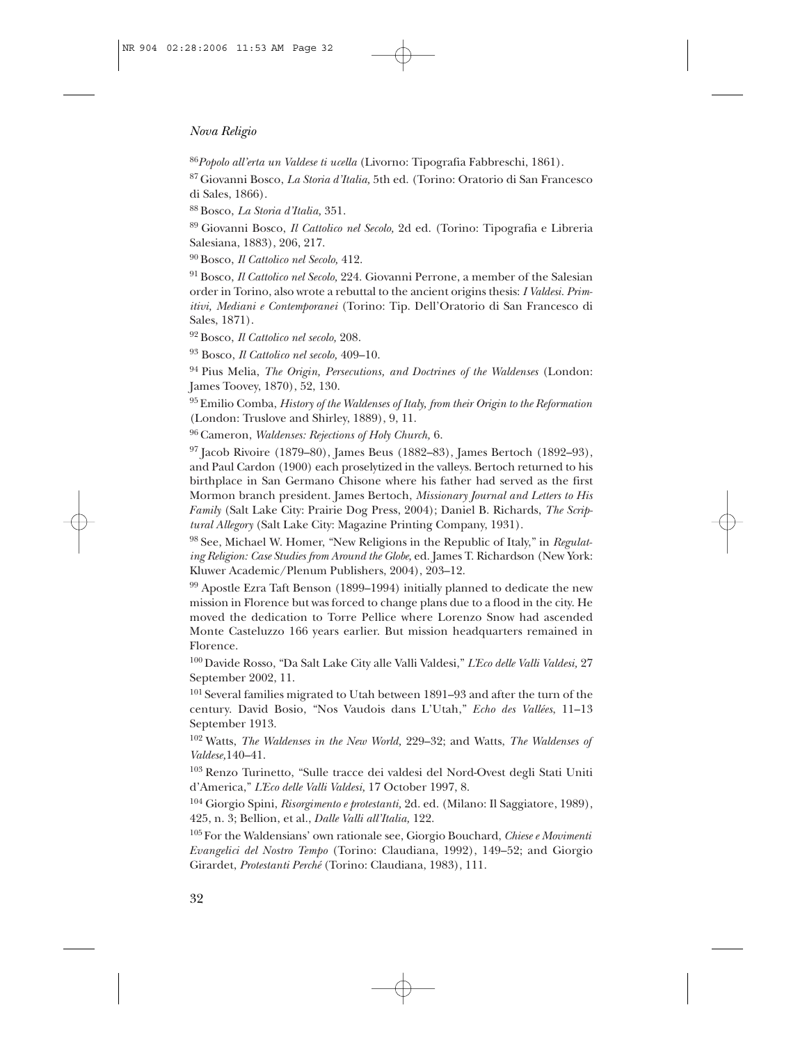[86]*Popolo all'erta un Valdese ti ucella* (Livorno: Tipografia Fabbreschi, 1861).

[87] Giovanni Bosco, *La Storia d'Italia*, 5th ed. (Torino: Oratorio di San Francesco di Sales, 1866).

[88] Bosco, *La Storia d'Italia*, 351.

[89] Giovanni Bosco, *Il Cattolico nel Secolo,* 2d ed. (Torino: Tipografia e Libreria Salesiana, 1883), 206, 217.

[90] Bosco, *Il Cattolico nel Secolo,* 412.

[91] Bosco, *Il Cattolico nel Secolo,* 224. Giovanni Perrone, a member of the Salesian order in Torino, also wrote a rebuttal to the ancient origins thesis: *I Valdesi. Primitivi, Mediani e Contemporanei* (Torino: Tip. Dell'Oratorio di San Francesco di Sales, 1871).

[92] Bosco, *Il Cattolico nel secolo,* 208.

[93] Bosco, *Il Cattolico nel secolo,* 409–10.

[94] Pius Melia, *The Origin, Persecutions, and Doctrines of the Waldenses* (London: James Toovey, 1870), 52, 130.

[95] Emilio Comba, *History of the Waldenses of Italy, from their Origin to the Reformation* (London: Truslove and Shirley, 1889), 9, 11.

[96] Cameron, *Waldenses: Rejections of Holy Church,* 6.

[97] Jacob Rivoire (1879–80), James Beus (1882–83), James Bertoch (1892–93), and Paul Cardon (1900) each proselytized in the valleys. Bertoch returned to his birthplace in San Germano Chisone where his father had served as the first Mormon branch president. James Bertoch, *Missionary Journal and Letters to His Family* (Salt Lake City: Prairie Dog Press, 2004); Daniel B. Richards, *The Scriptural Allegory* (Salt Lake City: Magazine Printing Company, 1931).

[98] See, Michael W. Homer, "New Religions in the Republic of Italy," in *Regulating Religion: Case Studies from Around the Globe,* ed. James T. Richardson (New York: Kluwer Academic/Plenum Publishers, 2004), 203–12.

[99] Apostle Ezra Taft Benson (1899–1994) initially planned to dedicate the new mission in Florence but was forced to change plans due to a flood in the city. He moved the dedication to Torre Pellice where Lorenzo Snow had ascended Monte Casteluzzo 166 years earlier. But mission headquarters remained in Florence.

[100] Davide Rosso, "Da Salt Lake City alle Valli Valdesi," *L'Eco delle Valli Valdesi,* 27 September 2002, 11.

[101] Several families migrated to Utah between 1891–93 and after the turn of the century. David Bosio, "Nos Vaudois dans L'Utah," *Echo des Vallées,* 11–13 September 1913.

[102] Watts, *The Waldenses in the New World,* 229–32; and Watts, *The Waldenses of Valdese,*140–41.

[103] Renzo Turinetto, "Sulle tracce dei valdesi del Nord-Ovest degli Stati Uniti d'America," *L'Eco delle Valli Valdesi,* 17 October 1997, 8.

[104] Giorgio Spini, *Risorgimento e protestanti,* 2d. ed. (Milano: Il Saggiatore, 1989), 425, n. 3; Bellion, et al., *Dalle Valli all'Italia,* 122.

[105] For the Waldensians' own rationale see, Giorgio Bouchard, *Chiese e Movimenti Evangelici del Nostro Tempo* (Torino: Claudiana, 1992), 149–52; and Giorgio Girardet, *Protestanti Perché* (Torino: Claudiana, 1983), 111.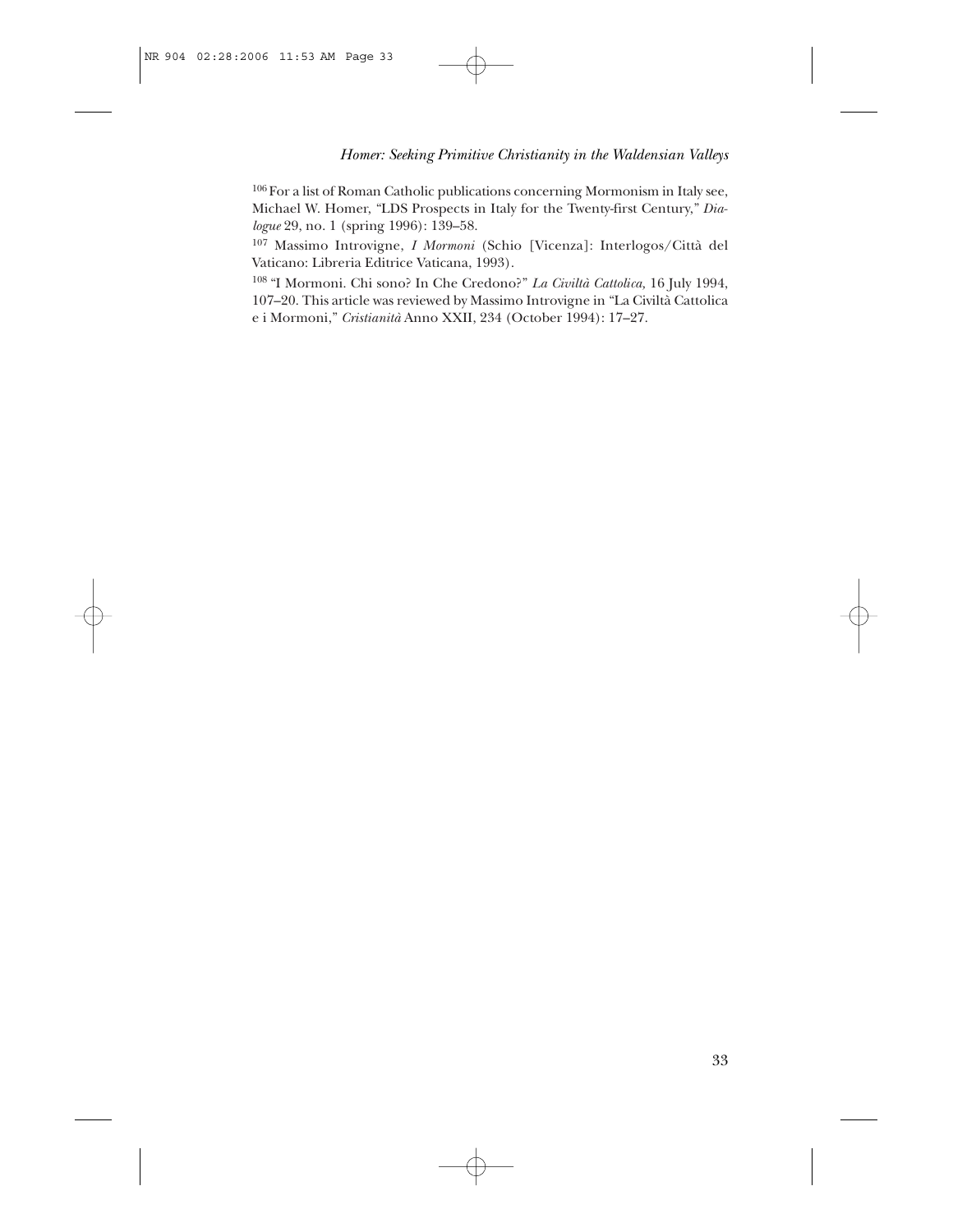[106] For a list of Roman Catholic publications concerning Mormonism in Italy see, Michael W. Homer, "LDS Prospects in Italy for the Twenty-first Century," *Dialogue* 29, no. 1 (spring 1996): 139–58.

[107] Massimo Introvigne, *I Mormoni* (Schio [Vicenza]: Interlogos/Città del Vaticano: Libreria Editrice Vaticana, 1993).

[108] "I Mormoni. Chi sono? In Che Credono?" *La Civiltà Cattolica,* 16 July 1994, 107–20. This article was reviewed by Massimo Introvigne in "La Civiltà Cattolica e i Mormoni," *Cristianità* Anno XXII, 234 (October 1994): 17–27.